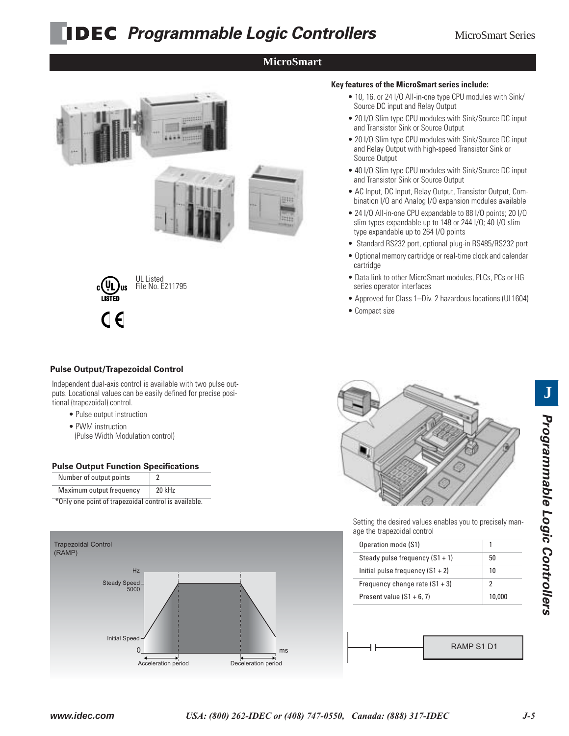# Programmable Logic Controllers

## MicroSmart

UL Listed
File No. E211795

**Key features of the MicroSmart series include:**

- 10, 16, or 24 I/O All-in-one type CPU modules with Sink/Source DC input and Relay Output
- 20 I/O Slim type CPU modules with Sink/Source DC input and Transistor Sink or Source Output
- 20 I/O Slim type CPU modules with Sink/Source DC input and Relay Output with high-speed Transistor Sink or Source Output
- 40 I/O Slim type CPU modules with Sink/Source DC input and Transistor Sink or Source Output
- AC Input, DC Input, Relay Output, Transistor Output, Combination I/O and Analog I/O expansion modules available
- 24 I/O All-in-one CPU expandable to 88 I/O points; 20 I/O slim types expandable up to 148 or 244 I/O; 40 I/O slim type expandable up to 264 I/O points
- Standard RS232 port, optional plug-in RS485/RS232 port
- Optional memory cartridge or real-time clock and calendar cartridge
- Data link to other MicroSmart modules, PLCs, PCs or HG series operator interfaces
- Approved for Class 1–Div. 2 hazardous locations (UL1604)
- Compact size

### Pulse Output/Trapezoidal Control

Independent dual-axis control is available with two pulse outputs. Locational values can be easily defined for precise positional (trapezoidal) control.

- Pulse output instruction
- PWM instruction
  (Pulse Width Modulation control)

### Pulse Output Function Specifications

| Number of output points | 2 |
|---|---|
| Maximum output frequency | 20 kHz |

*Only one point of trapezoidal control is available.

Trapezoidal Control (RAMP)

Hz; Steady Speed 5000; Initial Speed; 0; ms; Acceleration period; Deceleration period

Setting the desired values enables you to precisely manage the trapezoidal control

| Operation mode (S1) | 1 |
|---|---|
| Steady pulse frequency (S1 + 1) | 50 |
| Initial pulse frequency (S1 + 2) | 10 |
| Frequency change rate (S1 + 3) | 2 |
| Present value (S1 + 6, 7) | 10,000 |

RAMP S1 D1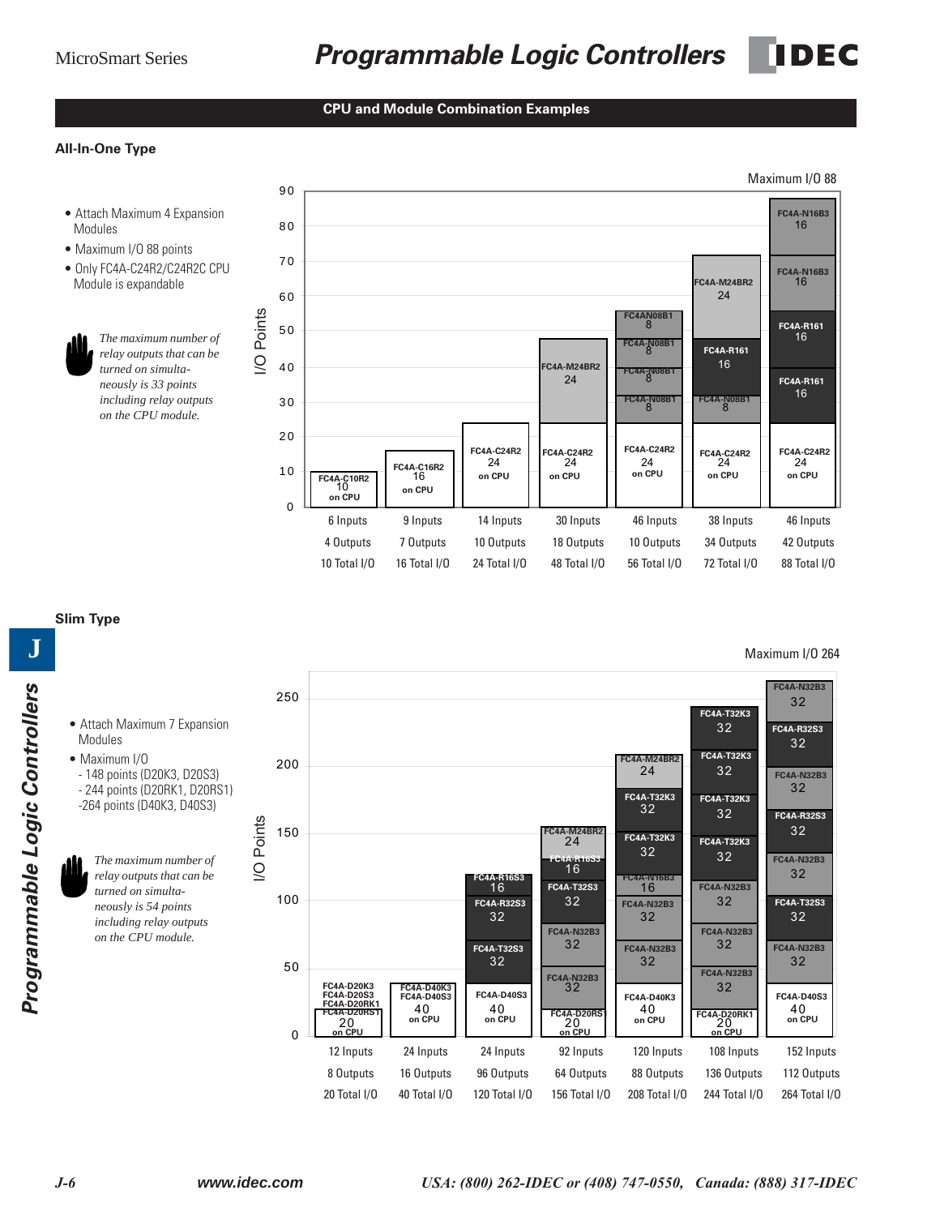## CPU and Module Combination Examples

### All-In-One Type

- Attach Maximum 4 Expansion Modules
- Maximum I/O 88 points
- Only FC4A-C24R2/C24R2C CPU Module is expandable

*The maximum number of relay outputs that can be turned on simultaneously is 33 points including relay outputs on the CPU module.*

Maximum I/O 88

| Configuration | Modules (bottom to top) | Inputs | Outputs | Total I/O |
|---|---|---|---|---|
| 1 | FC4A-C10R2 10 on CPU | 6 Inputs | 4 Outputs | 10 Total I/O |
| 2 | FC4A-C16R2 16 on CPU | 9 Inputs | 7 Outputs | 16 Total I/O |
| 3 | FC4A-C24R2 24 on CPU | 14 Inputs | 10 Outputs | 24 Total I/O |
| 4 | FC4A-C24R2 24 on CPU; FC4A-M24BR2 24 | 30 Inputs | 18 Outputs | 48 Total I/O |
| 5 | FC4A-C24R2 24 on CPU; FC4A-N08B1 8; FC4A-N08B1 8; FC4A-N08B1 8; FC4AN08B1 8 | 46 Inputs | 10 Outputs | 56 Total I/O |
| 6 | FC4A-C24R2 24 on CPU; FC4A-N08B1 8; FC4A-R161 16; FC4A-M24BR2 24 | 38 Inputs | 34 Outputs | 72 Total I/O |
| 7 | FC4A-C24R2 24 on CPU; FC4A-R161 16; FC4A-R161 16; FC4A-N16B3 16; FC4A-N16B3 16 | 46 Inputs | 42 Outputs | 88 Total I/O |

### Slim Type

- Attach Maximum 7 Expansion Modules
- Maximum I/O
  - 148 points (D20K3, D20S3)
  - 244 points (D20RK1, D20RS1)
  - 264 points (D40K3, D40S3)

*The maximum number of relay outputs that can be turned on simultaneously is 54 points including relay outputs on the CPU module.*

Maximum I/O 264

| Configuration | Modules (bottom to top) | Inputs | Outputs | Total I/O |
|---|---|---|---|---|
| 1 | FC4A-D20K3 / FC4A-D20S3 / FC4A-D20RK1 / FC4A-D20RS1 20 on CPU | 12 Inputs | 8 Outputs | 20 Total I/O |
| 2 | FC4A-D40K3 / FC4A-D40S3 40 on CPU | 24 Inputs | 16 Outputs | 40 Total I/O |
| 3 | FC4A-D40S3 40 on CPU; FC4A-T32S3 32; FC4A-R32S3 32; FC4A-R16S3 16 | 24 Inputs | 96 Outputs | 120 Total I/O |
| 4 | FC4A-D20RS1 20 on CPU; FC4A-N32B3 32; FC4A-N32B3 32; FC4A-T32S3 32; FC4A-R16S3 16; FC4A-M24BR2 24 | 92 Inputs | 64 Outputs | 156 Total I/O |
| 5 | FC4A-D40K3 40 on CPU; FC4A-N32B3 32; FC4A-N32B3 32; FC4A-N16B3 16; FC4A-T32K3 32; FC4A-T32K3 32; FC4A-M24BR2 24 | 120 Inputs | 88 Outputs | 208 Total I/O |
| 6 | FC4A-D20RK1 20 on CPU; FC4A-N32B3 32; FC4A-N32B3 32; FC4A-N32B3 32; FC4A-T32K3 32; FC4A-T32K3 32; FC4A-T32K3 32; FC4A-T32K3 32 | 108 Inputs | 136 Outputs | 244 Total I/O |
| 7 | FC4A-D40S3 40 on CPU; FC4A-N32B3 32; FC4A-T32S3 32; FC4A-N32B3 32; FC4A-R32S3 32; FC4A-N32B3 32; FC4A-R32S3 32; FC4A-N32B3 32 | 152 Inputs | 112 Outputs | 264 Total I/O |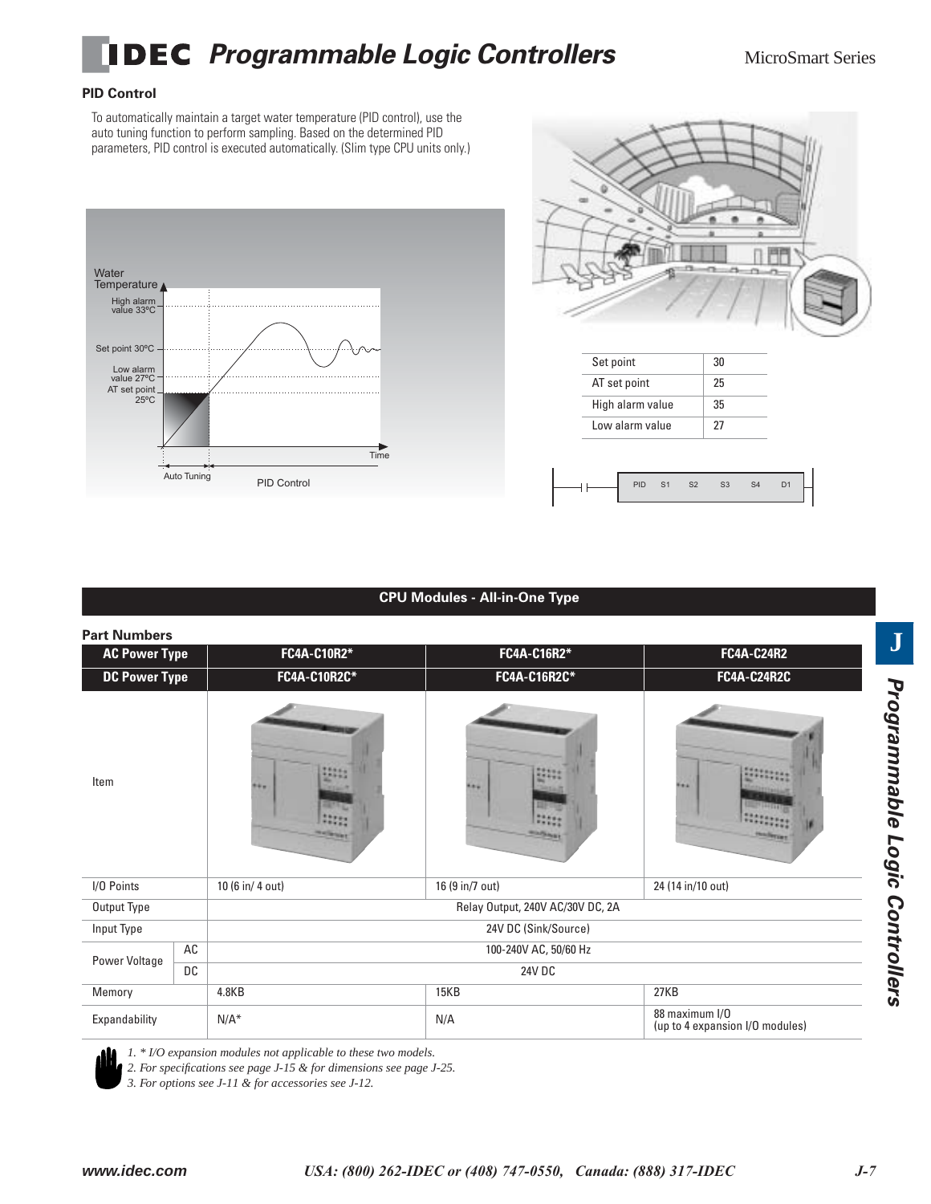## PID Control

To automatically maintain a target water temperature (PID control), use the auto tuning function to perform sampling. Based on the determined PID parameters, PID control is executed automatically. (Slim type CPU units only.)

Water Temperature
High alarm value 33°C
Set point 30°C
Low alarm value 27°C
AT set point 25°C
Time
Auto Tuning
PID Control

| Set point | 30 |
|---|---|
| AT set point | 25 |
| High alarm value | 35 |
| Low alarm value | 27 |

PID S1 S2 S3 S4 D1

## CPU Modules - All-in-One Type

### Part Numbers

| AC Power Type | | FC4A-C10R2* | FC4A-C16R2* | FC4A-C24R2 |
|---|---|---|---|---|
| DC Power Type | | FC4A-C10R2C* | FC4A-C16R2C* | FC4A-C24R2C |
| Item | | | | |
| I/O Points | | 10 (6 in/ 4 out) | 16 (9 in/7 out) | 24 (14 in/10 out) |
| Output Type | | Relay Output, 240V AC/30V DC, 2A | | |
| Input Type | | 24V DC (Sink/Source) | | |
| Power Voltage | AC | 100-240V AC, 50/60 Hz | | |
| | DC | 24V DC | | |
| Memory | | 4.8KB | 15KB | 27KB |
| Expandability | | N/A* | N/A | 88 maximum I/O (up to 4 expansion I/O modules) |

1. *\* I/O expansion modules not applicable to these two models.*
2. *For specifications see page J-15 & for dimensions see page J-25.*
3. *For options see J-11 & for accessories see J-12.*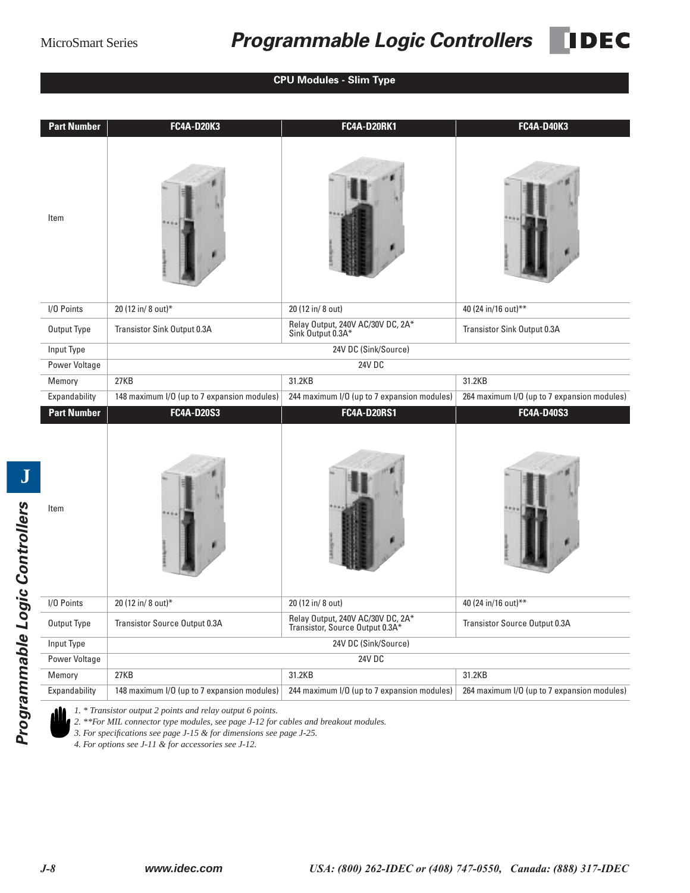## CPU Modules - Slim Type

| Part Number | FC4A-D20K3 | FC4A-D20RK1 | FC4A-D40K3 |
|---|---|---|---|
| Item | | | |
| I/O Points | 20 (12 in/ 8 out)* | 20 (12 in/ 8 out) | 40 (24 in/16 out)** |
| Output Type | Transistor Sink Output 0.3A | Relay Output, 240V AC/30V DC, 2A* Sink Output 0.3A* | Transistor Sink Output 0.3A |
| Input Type | 24V DC (Sink/Source) | | |
| Power Voltage | 24V DC | | |
| Memory | 27KB | 31.2KB | 31.2KB |
| Expandability | 148 maximum I/O (up to 7 expansion modules) | 244 maximum I/O (up to 7 expansion modules) | 264 maximum I/O (up to 7 expansion modules) |
| **Part Number** | **FC4A-D20S3** | **FC4A-D20RS1** | **FC4A-D40S3** |
| Item | | | |
| I/O Points | 20 (12 in/ 8 out)* | 20 (12 in/ 8 out) | 40 (24 in/16 out)** |
| Output Type | Transistor Source Output 0.3A | Relay Output, 240V AC/30V DC, 2A* Transistor, Source Output 0.3A* | Transistor Source Output 0.3A |
| Input Type | 24V DC (Sink/Source) | | |
| Power Voltage | 24V DC | | |
| Memory | 27KB | 31.2KB | 31.2KB |
| Expandability | 148 maximum I/O (up to 7 expansion modules) | 244 maximum I/O (up to 7 expansion modules) | 264 maximum I/O (up to 7 expansion modules) |

*1. * Transistor output 2 points and relay output 6 points.*
*2. **For MIL connector type modules, see page J-12 for cables and breakout modules.*
*3. For specifications see page J-15 & for dimensions see page J-25.*
*4. For options see J-11 & for accessories see J-12.*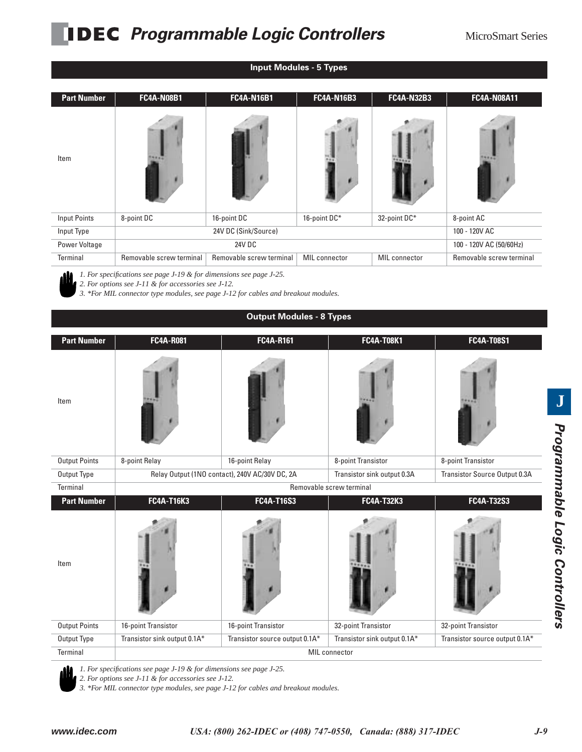## Input Modules - 5 Types

| Part Number | FC4A-N08B1 | FC4A-N16B1 | FC4A-N16B3 | FC4A-N32B3 | FC4A-N08A11 |
|---|---|---|---|---|---|
| Item | | | | | |
| Input Points | 8-point DC | 16-point DC | 16-point DC* | 32-point DC* | 8-point AC |
| Input Type | 24V DC (Sink/Source) | | | | 100 - 120V AC |
| Power Voltage | 24V DC | | | | 100 - 120V AC (50/60Hz) |
| Terminal | Removable screw terminal | Removable screw terminal | MIL connector | MIL connector | Removable screw terminal |

*1. For specifications see page J-19 & for dimensions see page J-25.*
*2. For options see J-11 & for accessories see J-12.*
*3. *For MIL connector type modules, see page J-12 for cables and breakout modules.*

## Output Modules - 8 Types

| Part Number | FC4A-R081 | FC4A-R161 | FC4A-T08K1 | FC4A-T08S1 |
|---|---|---|---|---|
| Item | | | | |
| Output Points | 8-point Relay | 16-point Relay | 8-point Transistor | 8-point Transistor |
| Output Type | Relay Output (1NO contact), 240V AC/30V DC, 2A | | Transistor sink output 0.3A | Transistor Source Output 0.3A |
| Terminal | Removable screw terminal | | | |

| Part Number | FC4A-T16K3 | FC4A-T16S3 | FC4A-T32K3 | FC4A-T32S3 |
|---|---|---|---|---|
| Item | | | | |
| Output Points | 16-point Transistor | 16-point Transistor | 32-point Transistor | 32-point Transistor |
| Output Type | Transistor sink output 0.1A* | Transistor source output 0.1A* | Transistor sink output 0.1A* | Transistor source output 0.1A* |
| Terminal | MIL connector | | | |

*1. For specifications see page J-19 & for dimensions see page J-25.*
*2. For options see J-11 & for accessories see J-12.*
*3. *For MIL connector type modules, see page J-12 for cables and breakout modules.*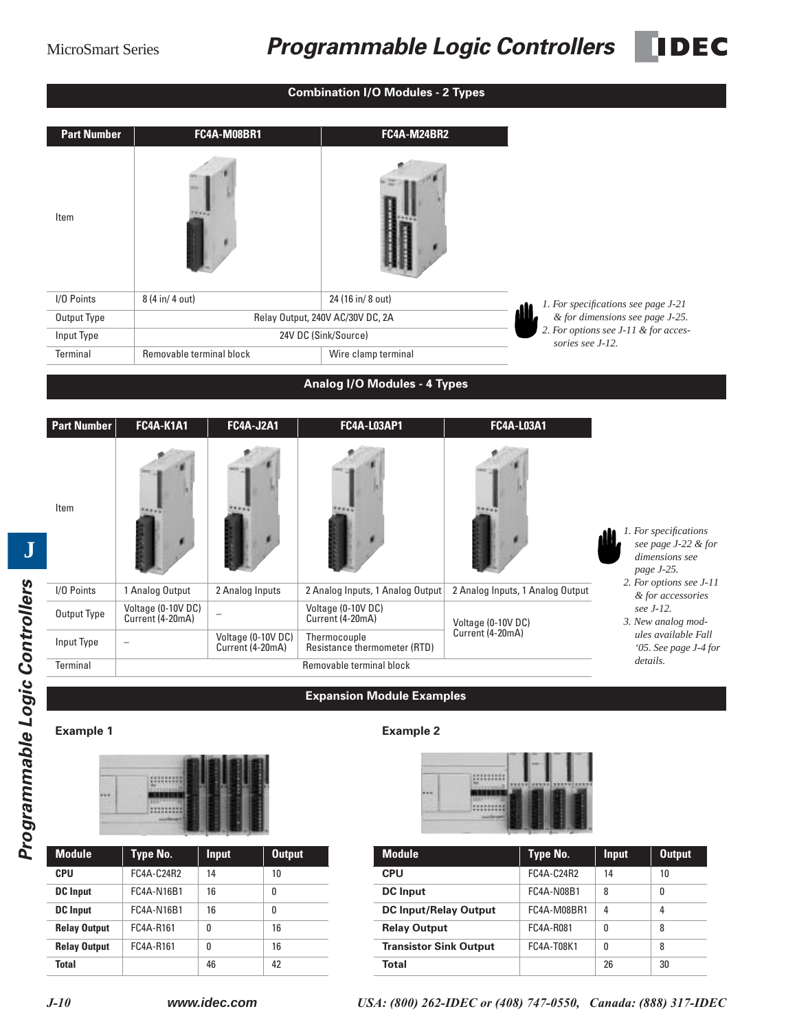## Combination I/O Modules - 2 Types

| Part Number | FC4A-M08BR1 | FC4A-M24BR2 |
|---|---|---|
| Item | | |
| I/O Points | 8 (4 in/ 4 out) | 24 (16 in/ 8 out) |
| Output Type | Relay Output, 240V AC/30V DC, 2A | |
| Input Type | 24V DC (Sink/Source) | |
| Terminal | Removable terminal block | Wire clamp terminal |

*1. For specifications see page J-21 & for dimensions see page J-25.*
*2. For options see J-11 & for accessories see J-12.*

## Analog I/O Modules - 4 Types

| Part Number | FC4A-K1A1 | FC4A-J2A1 | FC4A-L03AP1 | FC4A-L03A1 |
|---|---|---|---|---|
| Item | | | | |
| I/O Points | 1 Analog Output | 2 Analog Inputs | 2 Analog Inputs, 1 Analog Output | 2 Analog Inputs, 1 Analog Output |
| Output Type | Voltage (0-10V DC) Current (4-20mA) | – | Voltage (0-10V DC) Current (4-20mA) | Voltage (0-10V DC) Current (4-20mA) |
| Input Type | – | Voltage (0-10V DC) Current (4-20mA) | Thermocouple Resistance thermometer (RTD) | |
| Terminal | Removable terminal block | | | |

*1. For specifications see page J-22 & for dimensions see page J-25.*
*2. For options see J-11 & for accessories see J-12.*
*3. New analog modules available Fall '05. See page J-4 for details.*

## Expansion Module Examples

### Example 1

| Module | Type No. | Input | Output |
|---|---|---|---|
| **CPU** | FC4A-C24R2 | 14 | 10 |
| **DC Input** | FC4A-N16B1 | 16 | 0 |
| **DC Input** | FC4A-N16B1 | 16 | 0 |
| **Relay Output** | FC4A-R161 | 0 | 16 |
| **Relay Output** | FC4A-R161 | 0 | 16 |
| **Total** | | 46 | 42 |

### Example 2

| Module | Type No. | Input | Output |
|---|---|---|---|
| **CPU** | FC4A-C24R2 | 14 | 10 |
| **DC Input** | FC4A-N08B1 | 8 | 0 |
| **DC Input/Relay Output** | FC4A-M08BR1 | 4 | 4 |
| **Relay Output** | FC4A-R081 | 0 | 8 |
| **Transistor Sink Output** | FC4A-T08K1 | 0 | 8 |
| **Total** | | 26 | 30 |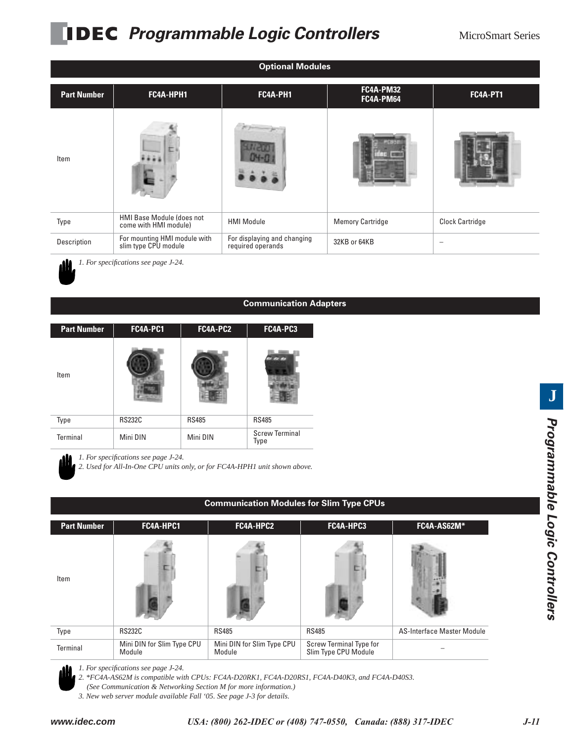## Optional Modules

| Part Number | FC4A-HPH1 | FC4A-PH1 | FC4A-PM32<br>FC4A-PM64 | FC4A-PT1 |
|---|---|---|---|---|
| Item | | | | |
| Type | HMI Base Module (does not come with HMI module) | HMI Module | Memory Cartridge | Clock Cartridge |
| Description | For mounting HMI module with slim type CPU module | For displaying and changing required operands | 32KB or 64KB | – |

*1. For specifications see page J-24.*

## Communication Adapters

| Part Number | FC4A-PC1 | FC4A-PC2 | FC4A-PC3 |
|---|---|---|---|
| Item | | | |
| Type | RS232C | RS485 | RS485 |
| Terminal | Mini DIN | Mini DIN | Screw Terminal Type |

*1. For specifications see page J-24.*
*2. Used for All-In-One CPU units only, or for FC4A-HPH1 unit shown above.*

## Communication Modules for Slim Type CPUs

| Part Number | FC4A-HPC1 | FC4A-HPC2 | FC4A-HPC3 | FC4A-AS62M* |
|---|---|---|---|---|
| Item | | | | |
| Type | RS232C | RS485 | RS485 | AS-Interface Master Module |
| Terminal | Mini DIN for Slim Type CPU Module | Mini DIN for Slim Type CPU Module | Screw Terminal Type for Slim Type CPU Module | – |

*1. For specifications see page J-24.*
*2. *FC4A-AS62M is compatible with CPUs: FC4A-D20RK1, FC4A-D20RS1, FC4A-D40K3, and FC4A-D40S3. (See Communication & Networking Section M for more information.)*
*3. New web server module available Fall '05. See page J-3 for details.*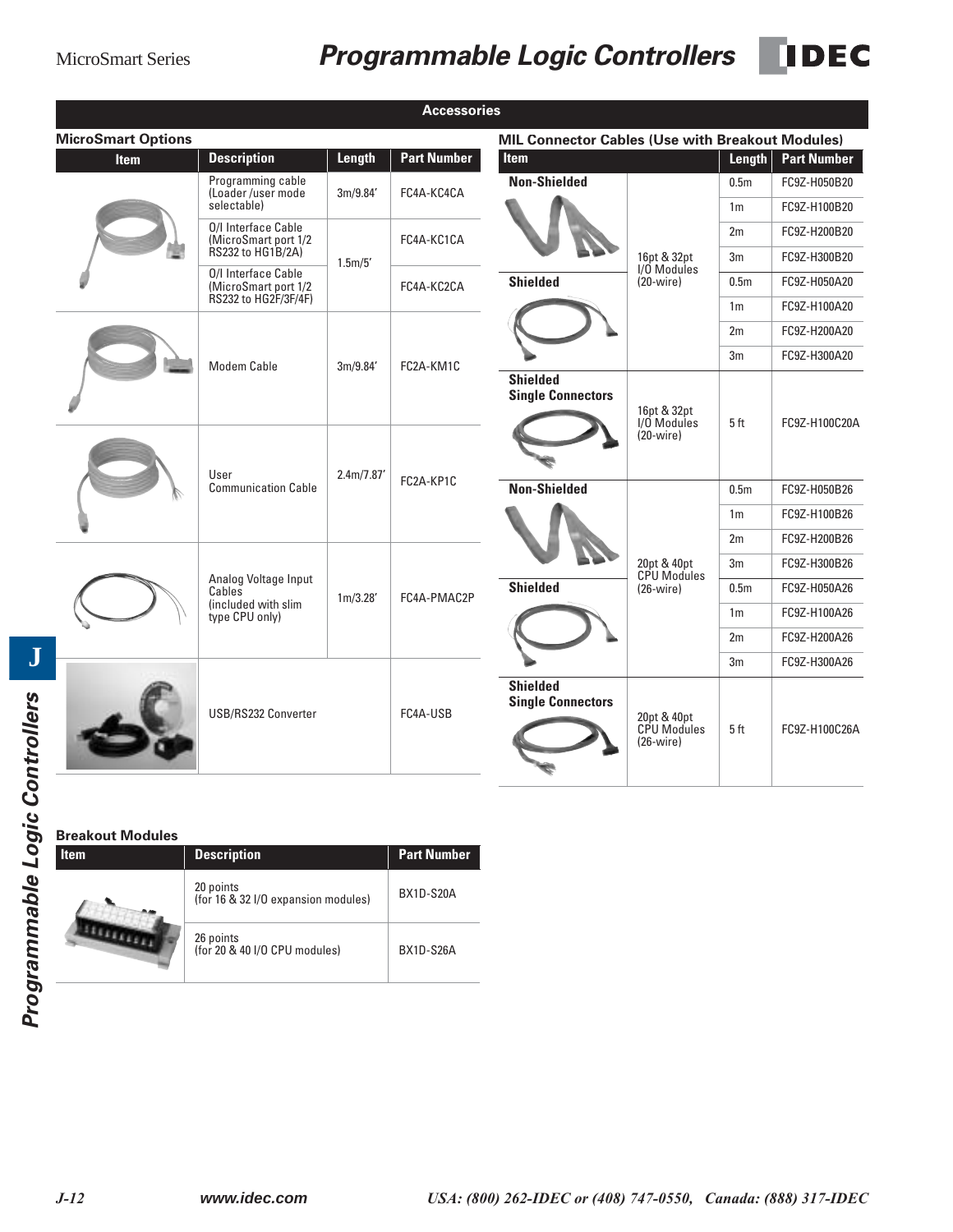## Accessories

### MicroSmart Options

| Item | Description | Length | Part Number |
|---|---|---|---|
| | Programming cable (Loader /user mode selectable) | 3m/9.84′ | FC4A-KC4CA |
| | O/I Interface Cable (MicroSmart port 1/2 RS232 to HG1B/2A) | 1.5m/5′ | FC4A-KC1CA |
| | O/I Interface Cable (MicroSmart port 1/2 RS232 to HG2F/3F/4F) | 1.5m/5′ | FC4A-KC2CA |
| | Modem Cable | 3m/9.84′ | FC2A-KM1C |
| | User Communication Cable | 2.4m/7.87′ | FC2A-KP1C |
| | Analog Voltage Input Cables (included with slim type CPU only) | 1m/3.28′ | FC4A-PMAC2P |
| | USB/RS232 Converter | | FC4A-USB |

### MIL Connector Cables (Use with Breakout Modules)

| Item | | Length | Part Number |
|---|---|---|---|
| Non-Shielded | 16pt & 32pt I/O Modules (20-wire) | 0.5m | FC9Z-H050B20 |
| | | 1m | FC9Z-H100B20 |
| | | 2m | FC9Z-H200B20 |
| | | 3m | FC9Z-H300B20 |
| Shielded | | 0.5m | FC9Z-H050A20 |
| | | 1m | FC9Z-H100A20 |
| | | 2m | FC9Z-H200A20 |
| | | 3m | FC9Z-H300A20 |
| Shielded Single Connectors | 16pt & 32pt I/O Modules (20-wire) | 5 ft | FC9Z-H100C20A |
| Non-Shielded | 20pt & 40pt CPU Modules (26-wire) | 0.5m | FC9Z-H050B26 |
| | | 1m | FC9Z-H100B26 |
| | | 2m | FC9Z-H200B26 |
| | | 3m | FC9Z-H300B26 |
| Shielded | | 0.5m | FC9Z-H050A26 |
| | | 1m | FC9Z-H100A26 |
| | | 2m | FC9Z-H200A26 |
| | | 3m | FC9Z-H300A26 |
| Shielded Single Connectors | 20pt & 40pt CPU Modules (26-wire) | 5 ft | FC9Z-H100C26A |

### Breakout Modules

| Item | Description | Part Number |
|---|---|---|
| | 20 points (for 16 & 32 I/O expansion modules) | BX1D-S20A |
| | 26 points (for 20 & 40 I/O CPU modules) | BX1D-S26A |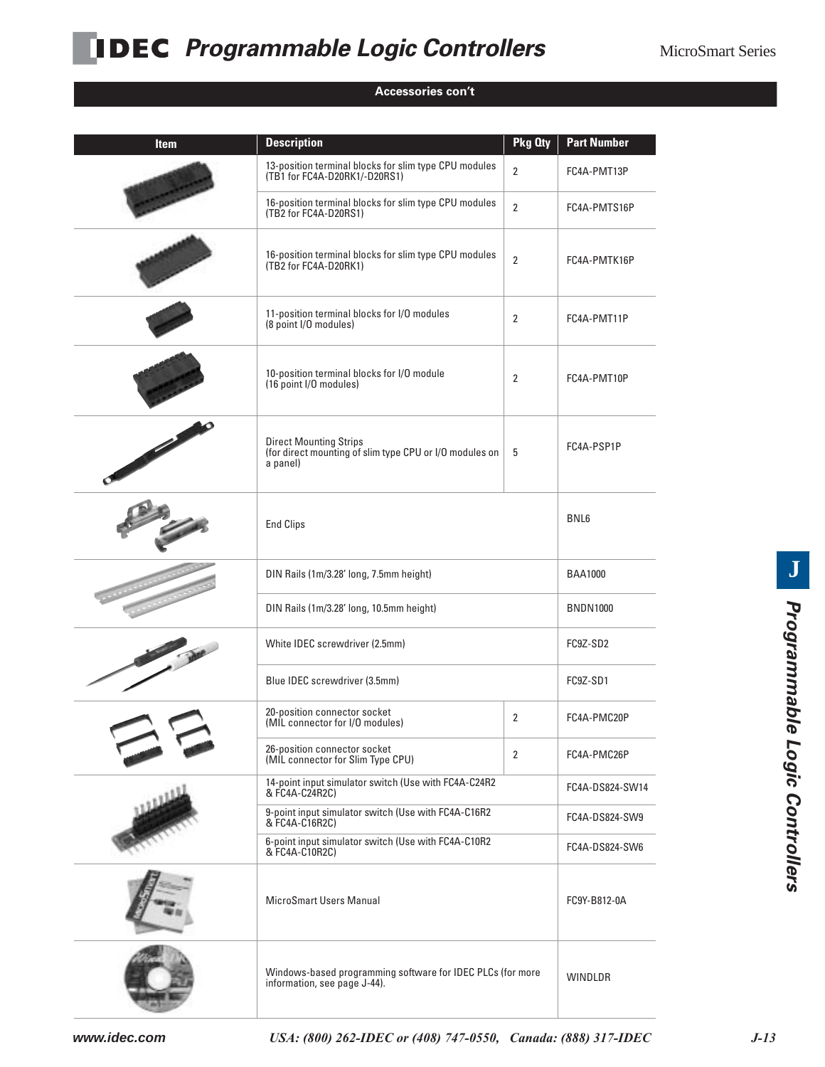## Accessories con't

| Item | Description | Pkg Qty | Part Number |
|---|---|---|---|
| | 13-position terminal blocks for slim type CPU modules (TB1 for FC4A-D20RK1/-D20RS1) | 2 | FC4A-PMT13P |
| | 16-position terminal blocks for slim type CPU modules (TB2 for FC4A-D20RS1) | 2 | FC4A-PMTS16P |
| | 16-position terminal blocks for slim type CPU modules (TB2 for FC4A-D20RK1) | 2 | FC4A-PMTK16P |
| | 11-position terminal blocks for I/O modules (8 point I/O modules) | 2 | FC4A-PMT11P |
| | 10-position terminal blocks for I/O module (16 point I/O modules) | 2 | FC4A-PMT10P |
| | Direct Mounting Strips (for direct mounting of slim type CPU or I/O modules on a panel) | 5 | FC4A-PSP1P |
| | End Clips | | BNL6 |
| | DIN Rails (1m/3.28' long, 7.5mm height) | | BAA1000 |
| | DIN Rails (1m/3.28' long, 10.5mm height) | | BNDN1000 |
| | White IDEC screwdriver (2.5mm) | | FC9Z-SD2 |
| | Blue IDEC screwdriver (3.5mm) | | FC9Z-SD1 |
| | 20-position connector socket (MIL connector for I/O modules) | 2 | FC4A-PMC20P |
| | 26-position connector socket (MIL connector for Slim Type CPU) | 2 | FC4A-PMC26P |
| | 14-point input simulator switch (Use with FC4A-C24R2 & FC4A-C24R2C) | | FC4A-DS824-SW14 |
| | 9-point input simulator switch (Use with FC4A-C16R2 & FC4A-C16R2C) | | FC4A-DS824-SW9 |
| | 6-point input simulator switch (Use with FC4A-C10R2 & FC4A-C10R2C) | | FC4A-DS824-SW6 |
| | MicroSmart Users Manual | | FC9Y-B812-0A |
| | Windows-based programming software for IDEC PLCs (for more information, see page J-44). | | WINDLDR |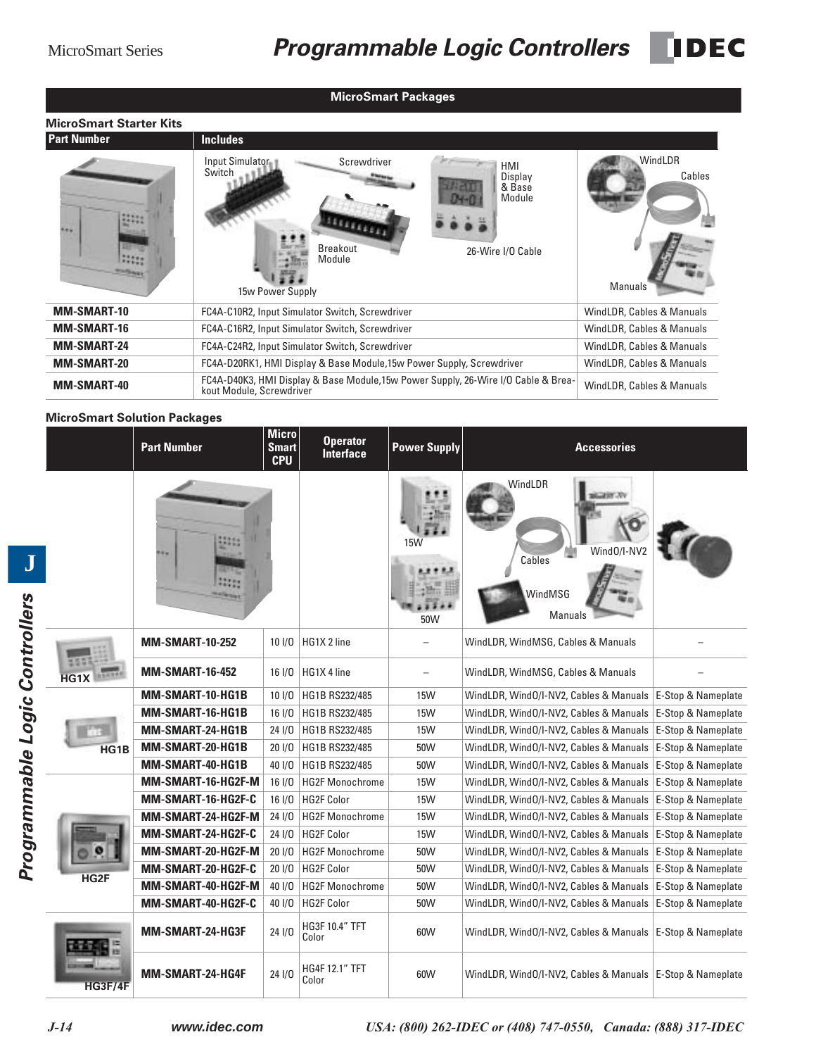## MicroSmart Packages

### MicroSmart Starter Kits

| Part Number | Includes | |
|---|---|---|
| | Input Simulator Switch, Screwdriver, HMI Display & Base Module, Breakout Module, 26-Wire I/O Cable, 15w Power Supply | WindLDR, Cables, Manuals |
| **MM-SMART-10** | FC4A-C10R2, Input Simulator Switch, Screwdriver | WindLDR, Cables & Manuals |
| **MM-SMART-16** | FC4A-C16R2, Input Simulator Switch, Screwdriver | WindLDR, Cables & Manuals |
| **MM-SMART-24** | FC4A-C24R2, Input Simulator Switch, Screwdriver | WindLDR, Cables & Manuals |
| **MM-SMART-20** | FC4A-D20RK1, HMI Display & Base Module,15w Power Supply, Screwdriver | WindLDR, Cables & Manuals |
| **MM-SMART-40** | FC4A-D40K3, HMI Display & Base Module,15w Power Supply, 26-Wire I/O Cable & Breakout Module, Screwdriver | WindLDR, Cables & Manuals |

### MicroSmart Solution Packages

| | Part Number | Micro Smart CPU | Operator Interface | Power Supply | Accessories | |
|---|---|---|---|---|---|---|
| | | | | 15W, 50W | WindLDR, Cables, WindO/I-NV2, WindMSG, Manuals | |
| HG1X | **MM-SMART-10-252** | 10 I/O | HG1X 2 line | – | WindLDR, WindMSG, Cables & Manuals | – |
| HG1X | **MM-SMART-16-452** | 16 I/O | HG1X 4 line | – | WindLDR, WindMSG, Cables & Manuals | – |
| HG1B | **MM-SMART-10-HG1B** | 10 I/O | HG1B RS232/485 | 15W | WindLDR, WindO/I-NV2, Cables & Manuals | E-Stop & Nameplate |
| HG1B | **MM-SMART-16-HG1B** | 16 I/O | HG1B RS232/485 | 15W | WindLDR, WindO/I-NV2, Cables & Manuals | E-Stop & Nameplate |
| HG1B | **MM-SMART-24-HG1B** | 24 I/O | HG1B RS232/485 | 15W | WindLDR, WindO/I-NV2, Cables & Manuals | E-Stop & Nameplate |
| HG1B | **MM-SMART-20-HG1B** | 20 I/O | HG1B RS232/485 | 50W | WindLDR, WindO/I-NV2, Cables & Manuals | E-Stop & Nameplate |
| HG1B | **MM-SMART-40-HG1B** | 40 I/O | HG1B RS232/485 | 50W | WindLDR, WindO/I-NV2, Cables & Manuals | E-Stop & Nameplate |
| HG2F | **MM-SMART-16-HG2F-M** | 16 I/O | HG2F Monochrome | 15W | WindLDR, WindO/I-NV2, Cables & Manuals | E-Stop & Nameplate |
| HG2F | **MM-SMART-16-HG2F-C** | 16 I/O | HG2F Color | 15W | WindLDR, WindO/I-NV2, Cables & Manuals | E-Stop & Nameplate |
| HG2F | **MM-SMART-24-HG2F-M** | 24 I/O | HG2F Monochrome | 15W | WindLDR, WindO/I-NV2, Cables & Manuals | E-Stop & Nameplate |
| HG2F | **MM-SMART-24-HG2F-C** | 24 I/O | HG2F Color | 15W | WindLDR, WindO/I-NV2, Cables & Manuals | E-Stop & Nameplate |
| HG2F | **MM-SMART-20-HG2F-M** | 20 I/O | HG2F Monochrome | 50W | WindLDR, WindO/I-NV2, Cables & Manuals | E-Stop & Nameplate |
| HG2F | **MM-SMART-20-HG2F-C** | 20 I/O | HG2F Color | 50W | WindLDR, WindO/I-NV2, Cables & Manuals | E-Stop & Nameplate |
| HG2F | **MM-SMART-40-HG2F-M** | 40 I/O | HG2F Monochrome | 50W | WindLDR, WindO/I-NV2, Cables & Manuals | E-Stop & Nameplate |
| HG2F | **MM-SMART-40-HG2F-C** | 40 I/O | HG2F Color | 50W | WindLDR, WindO/I-NV2, Cables & Manuals | E-Stop & Nameplate |
| HG3F/4F | **MM-SMART-24-HG3F** | 24 I/O | HG3F 10.4" TFT Color | 60W | WindLDR, WindO/I-NV2, Cables & Manuals | E-Stop & Nameplate |
| HG3F/4F | **MM-SMART-24-HG4F** | 24 I/O | HG4F 12.1" TFT Color | 60W | WindLDR, WindO/I-NV2, Cables & Manuals | E-Stop & Nameplate |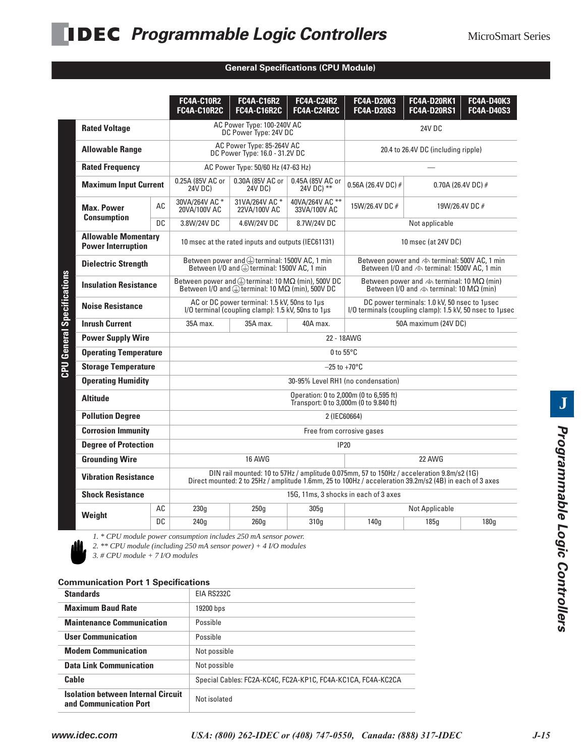## General Specifications (CPU Module)

| CPU General Specifications | | FC4A-C10R2 FC4A-C10R2C | FC4A-C16R2 FC4A-C16R2C | FC4A-C24R2 FC4A-C24R2C | FC4A-D20K3 FC4A-D20S3 | FC4A-D20RK1 FC4A-D20RS1 | FC4A-D40K3 FC4A-D40S3 |
|---|---|---|---|---|---|---|---|
| **Rated Voltage** | | AC Power Type: 100-240V AC DC Power Type: 24V DC | | | 24V DC | | |
| **Allowable Range** | | AC Power Type: 85-264V AC DC Power Type: 16.0 - 31.2V DC | | | 20.4 to 26.4V DC (including ripple) | | |
| **Rated Frequency** | | AC Power Type: 50/60 Hz (47-63 Hz) | | | — | | |
| **Maximum Input Current** | | 0.25A (85V AC or 24V DC) | 0.30A (85V AC or 24V DC) | 0.45A (85V AC or 24V DC) ** | 0.56A (26.4V DC) # | 0.70A (26.4V DC) # | |
| **Max. Power Consumption** | AC | 30VA/264V AC * 20VA/100V AC | 31VA/264V AC * 22VA/100V AC | 40VA/264V AC ** 33VA/100V AC | 15W/26.4V DC # | 19W/26.4V DC # | |
| | DC | 3.8W/24V DC | 4.6W/24V DC | 8.7W/24V DC | Not applicable | | |
| **Allowable Momentary Power Interruption** | | 10 msec at the rated inputs and outputs (IEC61131) | | | 10 msec (at 24V DC) | | |
| **Dielectric Strength** | | Between power and ⏚ terminal: 1500V AC, 1 min Between I/O and ⏚ terminal: 1500V AC, 1 min | | | Between power and ⏚ terminal: 500V AC, 1 min Between I/O and ⏚ terminal: 1500V AC, 1 min | | |
| **Insulation Resistance** | | Between power and ⏚ terminal: 10 MΩ (min), 500V DC Between I/O and ⏚ terminal: 10 MΩ (min), 500V DC | | | Between power and ⏚ terminal: 10 MΩ (min) Between I/O and ⏚ terminal: 10 MΩ (min) | | |
| **Noise Resistance** | | AC or DC power terminal: 1.5 kV, 50ns to 1μs I/O terminal (coupling clamp): 1.5 kV, 50ns to 1μs | | | DC power terminals: 1.0 kV, 50 nsec to 1μsec I/O terminals (coupling clamp): 1.5 kV, 50 nsec to 1μsec | | |
| **Inrush Current** | | 35A max. | 35A max. | 40A max. | 50A maximum (24V DC) | | |
| **Power Supply Wire** | | 22 - 18AWG | | | | | |
| **Operating Temperature** | | 0 to 55°C | | | | | |
| **Storage Temperature** | | –25 to +70°C | | | | | |
| **Operating Humidity** | | 30-95% Level RH1 (no condensation) | | | | | |
| **Altitude** | | Operation: 0 to 2,000m (0 to 6,595 ft) Transport: 0 to 3,000m (0 to 9.840 ft) | | | | | |
| **Pollution Degree** | | 2 (IEC60664) | | | | | |
| **Corrosion Immunity** | | Free from corrosive gases | | | | | |
| **Degree of Protection** | | IP20 | | | | | |
| **Grounding Wire** | | 16 AWG | | | 22 AWG | | |
| **Vibration Resistance** | | DIN rail mounted: 10 to 57Hz / amplitude 0.075mm, 57 to 150Hz / acceleration 9.8m/s2 (1G) Direct mounted: 2 to 25Hz / amplitude 1.6mm, 25 to 100Hz / acceleration 39.2m/s2 (4B) in each of 3 axes | | | | | |
| **Shock Resistance** | | 15G, 11ms, 3 shocks in each of 3 axes | | | | | |
| **Weight** | AC | 230g | 250g | 305g | Not Applicable | | |
| | DC | 240g | 260g | 310g | 140g | 185g | 180g |

1. * CPU module power consumption includes 250 mA sensor power.
2. ** CPU module (including 250 mA sensor power) + 4 I/O modules
3. # CPU module + 7 I/O modules

### Communication Port 1 Specifications

| | |
|---|---|
| **Standards** | EIA RS232C |
| **Maximum Baud Rate** | 19200 bps |
| **Maintenance Communication** | Possible |
| **User Communication** | Possible |
| **Modem Communication** | Not possible |
| **Data Link Communication** | Not possible |
| **Cable** | Special Cables: FC2A-KC4C, FC2A-KP1C, FC4A-KC1CA, FC4A-KC2CA |
| **Isolation between Internal Circuit and Communication Port** | Not isolated |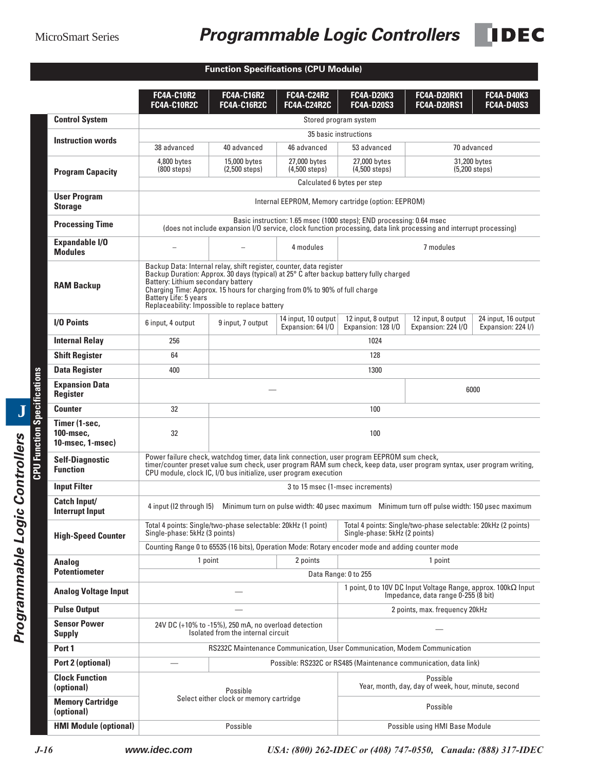## Function Specifications (CPU Module)

| | FC4A-C10R2 FC4A-C10R2C | FC4A-C16R2 FC4A-C16R2C | FC4A-C24R2 FC4A-C24R2C | FC4A-D20K3 FC4A-D20S3 | FC4A-D20RK1 FC4A-D20RS1 | FC4A-D40K3 FC4A-D40S3 |
|---|---|---|---|---|---|---|
| **Control System** | Stored program system | | | | | |
| **Instruction words** | 35 basic instructions | | | | | |
| | 38 advanced | 40 advanced | 46 advanced | 53 advanced | 70 advanced | |
| **Program Capacity** | 4,800 bytes (800 steps) | 15,000 bytes (2,500 steps) | 27,000 bytes (4,500 steps) | 27,000 bytes (4,500 steps) | 31,200 bytes (5,200 steps) | |
| | Calculated 6 bytes per step | | | | | |
| **User Program Storage** | Internal EEPROM, Memory cartridge (option: EEPROM) | | | | | |
| **Processing Time** | Basic instruction: 1.65 msec (1000 steps); END processing: 0.64 msec (does not include expansion I/O service, clock function processing, data link processing and interrupt processing) | | | | | |
| **Expandable I/O Modules** | – | – | 4 modules | 7 modules | | |
| **RAM Backup** | Backup Data: Internal relay, shift register, counter, data register<br>Backup Duration: Approx. 30 days (typical) at 25° C after backup battery fully charged<br>Battery: Lithium secondary battery<br>Charging Time: Approx. 15 hours for charging from 0% to 90% of full charge<br>Battery Life: 5 years<br>Replaceability: Impossible to replace battery | | | | | |
| **I/O Points** | 6 input, 4 output | 9 input, 7 output | 14 input, 10 output Expansion: 64 I/O | 12 input, 8 output Expansion: 128 I/O | 12 input, 8 output Expansion: 224 I/O | 24 input, 16 output Expansion: 224 I/) |
| **Internal Relay** | 256 | 1024 | | | | |
| **Shift Register** | 64 | 128 | | | | |
| **Data Register** | 400 | 1300 | | | | |
| **Expansion Data Register** | — | | | | 6000 | |
| **Counter** | 32 | 100 | | | | |
| **Timer (1-sec, 100-msec, 10-msec, 1-msec)** | 32 | 100 | | | | |
| **Self-Diagnostic Function** | Power failure check, watchdog timer, data link connection, user program EEPROM sum check, timer/counter preset value sum check, user program RAM sum check, keep data, user program syntax, user program writing, CPU module, clock IC, I/O bus initialize, user program execution | | | | | |
| **Input Filter** | 3 to 15 msec (1-msec increments) | | | | | |
| **Catch Input/ Interrupt Input** | 4 input (I2 through I5) Minimum turn on pulse width: 40 µsec maximum Minimum turn off pulse width: 150 µsec maximum | | | | | |
| **High-Speed Counter** | Total 4 points: Single/two-phase selectable: 20kHz (1 point) Single-phase: 5kHz (3 points) | | | Total 4 points: Single/two-phase selectable: 20kHz (2 points) Single-phase: 5kHz (2 points) | | |
| | Counting Range 0 to 65535 (16 bits), Operation Mode: Rotary encoder mode and adding counter mode | | | | | |
| **Analog Potentiometer** | 1 point | | 2 points | 1 point | | |
| | Data Range: 0 to 255 | | | | | |
| **Analog Voltage Input** | — | | | 1 point, 0 to 10V DC Input Voltage Range, approx. 100kΩ Input Impedance, data range 0-255 (8 bit) | | |
| **Pulse Output** | — | | | 2 points, max. frequency 20kHz | | |
| **Sensor Power Supply** | 24V DC (+10% to -15%), 250 mA, no overload detection Isolated from the internal circuit | | | — | | |
| **Port 1** | RS232C Maintenance Communication, User Communication, Modem Communication | | | | | |
| **Port 2 (optional)** | — | Possible: RS232C or RS485 (Maintenance communication, data link) | | | | |
| **Clock Function (optional)** | Possible Select either clock or memory cartridge | | | Possible Year, month, day, day of week, hour, minute, second | | |
| **Memory Cartridge (optional)** | | | | Possible | | |
| **HMI Module (optional)** | Possible | | | Possible using HMI Base Module | | |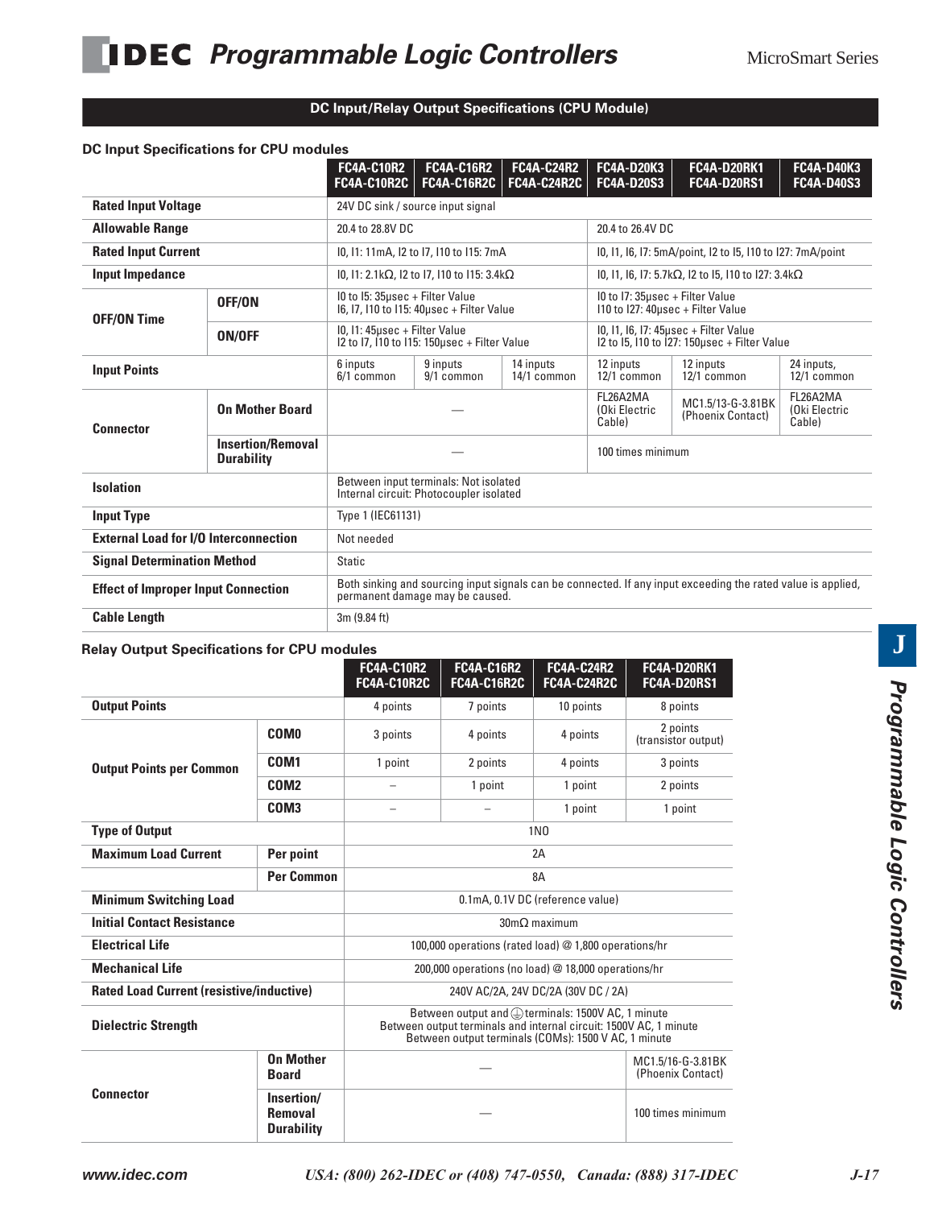## DC Input/Relay Output Specifications (CPU Module)

### DC Input Specifications for CPU modules

| | | FC4A-C10R2 FC4A-C10R2C | FC4A-C16R2 FC4A-C16R2C | FC4A-C24R2 FC4A-C24R2C | FC4A-D20K3 FC4A-D20S3 | FC4A-D20RK1 FC4A-D20RS1 | FC4A-D40K3 FC4A-D40S3 |
|---|---|---|---|---|---|---|---|
| **Rated Input Voltage** | | 24V DC sink / source input signal | | | | | |
| **Allowable Range** | | 20.4 to 28.8V DC | | | 20.4 to 26.4V DC | | |
| **Rated Input Current** | | I0, I1: 11mA, I2 to I7, I10 to I15: 7mA | | | I0, I1, I6, I7: 5mA/point, I2 to I5, I10 to I27: 7mA/point | | |
| **Input Impedance** | | I0, I1: 2.1kΩ, I2 to I7, I10 to I15: 3.4kΩ | | | I0, I1, I6, I7: 5.7kΩ, I2 to I5, I10 to I27: 3.4kΩ | | |
| **OFF/ON Time** | **OFF/ON** | I0 to I5: 35μsec + Filter Value<br>I6, I7, I10 to I15: 40μsec + Filter Value | | | I0 to I7: 35μsec + Filter Value<br>I10 to I27: 40μsec + Filter Value | | |
| | **ON/OFF** | I0, I1: 45μsec + Filter Value<br>I2 to I7, I10 to I15: 150μsec + Filter Value | | | I0, I1, I6, I7: 45μsec + Filter Value<br>I2 to I5, I10 to I27: 150μsec + Filter Value | | |
| **Input Points** | | 6 inputs<br>6/1 common | 9 inputs<br>9/1 common | 14 inputs<br>14/1 common | 12 inputs<br>12/1 common | 12 inputs<br>12/1 common | 24 inputs,<br>12/1 common |
| **Connector** | **On Mother Board** | — | | | FL26A2MA (Oki Electric Cable) | MC1.5/13-G-3.81BK (Phoenix Contact) | FL26A2MA (Oki Electric Cable) |
| | **Insertion/Removal Durability** | — | | | 100 times minimum | | |
| **Isolation** | | Between input terminals: Not isolated<br>Internal circuit: Photocoupler isolated | | | | | |
| **Input Type** | | Type 1 (IEC61131) | | | | | |
| **External Load for I/O Interconnection** | | Not needed | | | | | |
| **Signal Determination Method** | | Static | | | | | |
| **Effect of Improper Input Connection** | | Both sinking and sourcing input signals can be connected. If any input exceeding the rated value is applied, permanent damage may be caused. | | | | | |
| **Cable Length** | | 3m (9.84 ft) | | | | | |

### Relay Output Specifications for CPU modules

| | | FC4A-C10R2 FC4A-C10R2C | FC4A-C16R2 FC4A-C16R2C | FC4A-C24R2 FC4A-C24R2C | FC4A-D20RK1 FC4A-D20RS1 |
|---|---|---|---|---|---|
| **Output Points** | | 4 points | 7 points | 10 points | 8 points |
| **Output Points per Common** | **COM0** | 3 points | 4 points | 4 points | 2 points (transistor output) |
| | **COM1** | 1 point | 2 points | 4 points | 3 points |
| | **COM2** | – | 1 point | 1 point | 2 points |
| | **COM3** | – | – | 1 point | 1 point |
| **Type of Output** | | 1NO | | | |
| **Maximum Load Current** | **Per point** | 2A | | | |
| | **Per Common** | 8A | | | |
| **Minimum Switching Load** | | 0.1mA, 0.1V DC (reference value) | | | |
| **Initial Contact Resistance** | | 30mΩ maximum | | | |
| **Electrical Life** | | 100,000 operations (rated load) @ 1,800 operations/hr | | | |
| **Mechanical Life** | | 200,000 operations (no load) @ 18,000 operations/hr | | | |
| **Rated Load Current (resistive/inductive)** | | 240V AC/2A, 24V DC/2A (30V DC / 2A) | | | |
| **Dielectric Strength** | | Between output and ⏚ terminals: 1500V AC, 1 minute<br>Between output terminals and internal circuit: 1500V AC, 1 minute<br>Between output terminals (COMs): 1500 V AC, 1 minute | | | |
| **Connector** | **On Mother Board** | — | | | MC1.5/16-G-3.81BK (Phoenix Contact) |
| | **Insertion/ Removal Durability** | — | | | 100 times minimum |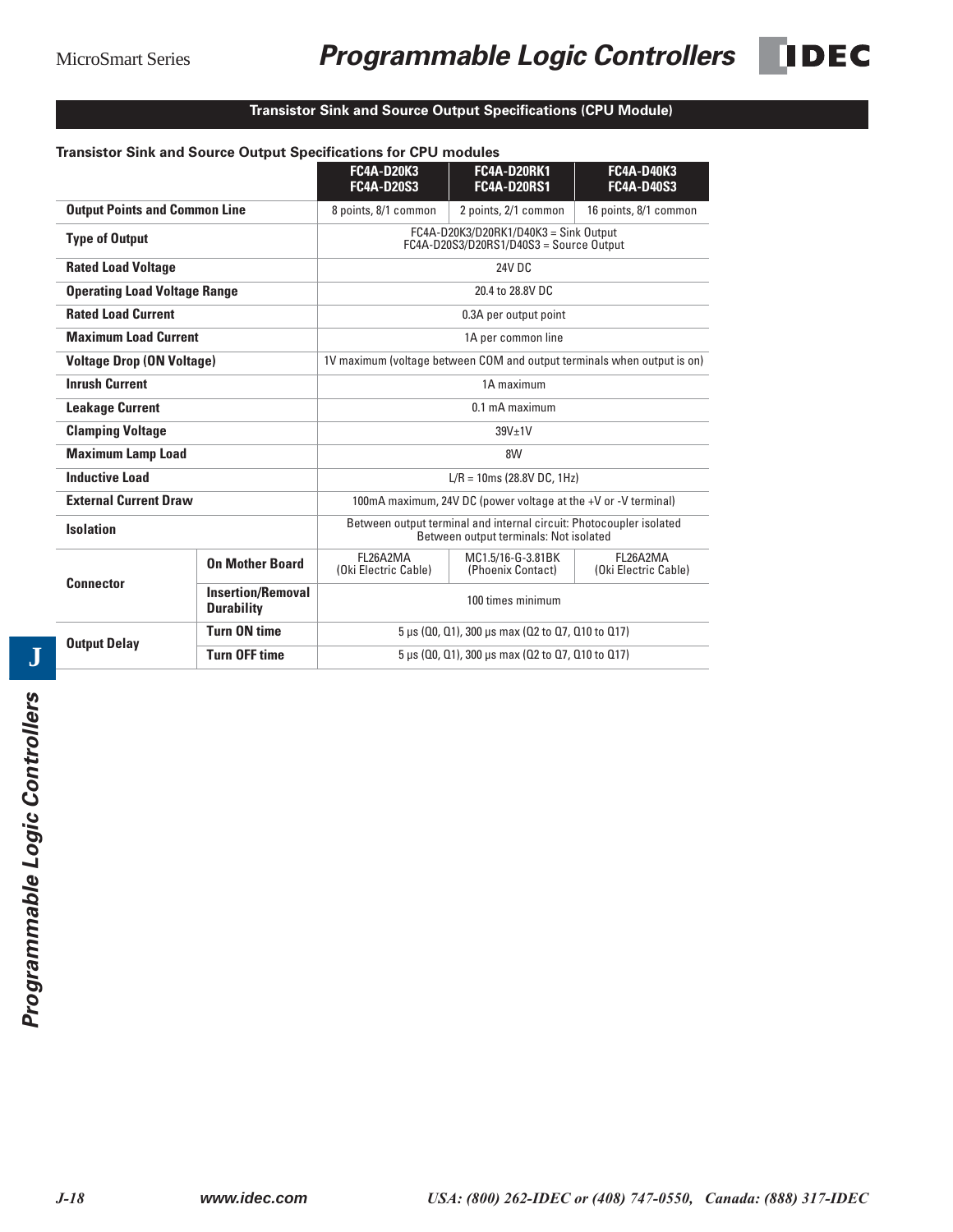## Transistor Sink and Source Output Specifications (CPU Module)

**Transistor Sink and Source Output Specifications for CPU modules**

| | | FC4A-D20K3 FC4A-D20S3 | FC4A-D20RK1 FC4A-D20RS1 | FC4A-D40K3 FC4A-D40S3 |
|---|---|---|---|---|
| **Output Points and Common Line** | | 8 points, 8/1 common | 2 points, 2/1 common | 16 points, 8/1 common |
| **Type of Output** | | FC4A-D20K3/D20RK1/D40K3 = Sink Output FC4A-D20S3/D20RS1/D40S3 = Source Output | | |
| **Rated Load Voltage** | | 24V DC | | |
| **Operating Load Voltage Range** | | 20.4 to 28.8V DC | | |
| **Rated Load Current** | | 0.3A per output point | | |
| **Maximum Load Current** | | 1A per common line | | |
| **Voltage Drop (ON Voltage)** | | 1V maximum (voltage between COM and output terminals when output is on) | | |
| **Inrush Current** | | 1A maximum | | |
| **Leakage Current** | | 0.1 mA maximum | | |
| **Clamping Voltage** | | 39V±1V | | |
| **Maximum Lamp Load** | | 8W | | |
| **Inductive Load** | | L/R = 10ms (28.8V DC, 1Hz) | | |
| **External Current Draw** | | 100mA maximum, 24V DC (power voltage at the +V or -V terminal) | | |
| **Isolation** | | Between output terminal and internal circuit: Photocoupler isolated Between output terminals: Not isolated | | |
| **Connector** | **On Mother Board** | FL26A2MA (Oki Electric Cable) | MC1.5/16-G-3.81BK (Phoenix Contact) | FL26A2MA (Oki Electric Cable) |
| | **Insertion/Removal Durability** | 100 times minimum | | |
| **Output Delay** | **Turn ON time** | 5 µs (Q0, Q1), 300 µs max (Q2 to Q7, Q10 to Q17) | | |
| | **Turn OFF time** | 5 µs (Q0, Q1), 300 µs max (Q2 to Q7, Q10 to Q17) | | |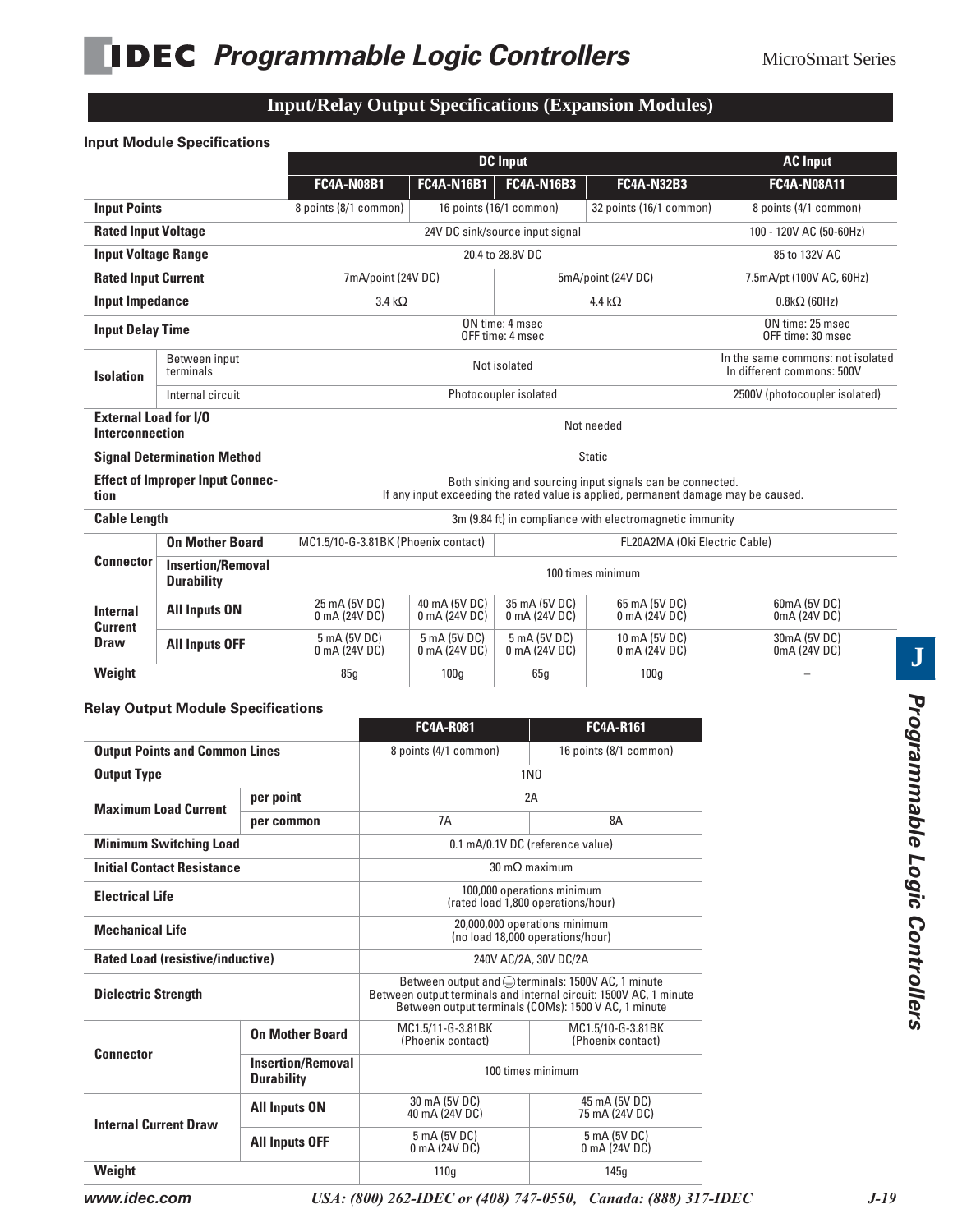## Input/Relay Output Specifications (Expansion Modules)

### Input Module Specifications

| | | DC Input | | | | AC Input |
|---|---|---|---|---|---|---|
| | | FC4A-N08B1 | FC4A-N16B1 | FC4A-N16B3 | FC4A-N32B3 | FC4A-N08A11 |
| **Input Points** | | 8 points (8/1 common) | 16 points (16/1 common) | | 32 points (16/1 common) | 8 points (4/1 common) |
| **Rated Input Voltage** | | 24V DC sink/source input signal | | | | 100 - 120V AC (50-60Hz) |
| **Input Voltage Range** | | 20.4 to 28.8V DC | | | | 85 to 132V AC |
| **Rated Input Current** | | 7mA/point (24V DC) | | 5mA/point (24V DC) | | 7.5mA/pt (100V AC, 60Hz) |
| **Input Impedance** | | 3.4 kΩ | | 4.4 kΩ | | 0.8kΩ (60Hz) |
| **Input Delay Time** | | ON time: 4 msec<br>OFF time: 4 msec | | | | ON time: 25 msec<br>OFF time: 30 msec |
| **Isolation** | Between input terminals | Not isolated | | | | In the same commons: not isolated<br>In different commons: 500V |
| | Internal circuit | Photocoupler isolated | | | | 2500V (photocoupler isolated) |
| **External Load for I/O Interconnection** | | Not needed | | | | |
| **Signal Determination Method** | | Static | | | | |
| **Effect of Improper Input Connection** | | Both sinking and sourcing input signals can be connected.<br>If any input exceeding the rated value is applied, permanent damage may be caused. | | | | |
| **Cable Length** | | 3m (9.84 ft) in compliance with electromagnetic immunity | | | | |
| **Connector** | **On Mother Board** | MC1.5/10-G-3.81BK (Phoenix contact) | | FL20A2MA (Oki Electric Cable) | | |
| | **Insertion/Removal Durability** | 100 times minimum | | | | |
| **Internal Current Draw** | **All Inputs ON** | 25 mA (5V DC)<br>0 mA (24V DC) | 40 mA (5V DC)<br>0 mA (24V DC) | 35 mA (5V DC)<br>0 mA (24V DC) | 65 mA (5V DC)<br>0 mA (24V DC) | 60mA (5V DC)<br>0mA (24V DC) |
| | **All Inputs OFF** | 5 mA (5V DC)<br>0 mA (24V DC) | 5 mA (5V DC)<br>0 mA (24V DC) | 5 mA (5V DC)<br>0 mA (24V DC) | 10 mA (5V DC)<br>0 mA (24V DC) | 30mA (5V DC)<br>0mA (24V DC) |
| **Weight** | | 85g | 100g | 65g | 100g | – |

### Relay Output Module Specifications

| | | FC4A-R081 | FC4A-R161 |
|---|---|---|---|
| **Output Points and Common Lines** | | 8 points (4/1 common) | 16 points (8/1 common) |
| **Output Type** | | 1NO | |
| **Maximum Load Current** | **per point** | 2A | |
| | **per common** | 7A | 8A |
| **Minimum Switching Load** | | 0.1 mA/0.1V DC (reference value) | |
| **Initial Contact Resistance** | | 30 mΩ maximum | |
| **Electrical Life** | | 100,000 operations minimum<br>(rated load 1,800 operations/hour) | |
| **Mechanical Life** | | 20,000,000 operations minimum<br>(no load 18,000 operations/hour) | |
| **Rated Load (resistive/inductive)** | | 240V AC/2A, 30V DC/2A | |
| **Dielectric Strength** | | Between output and ⏚ terminals: 1500V AC, 1 minute<br>Between output terminals and internal circuit: 1500V AC, 1 minute<br>Between output terminals (COMs): 1500 V AC, 1 minute | |
| **Connector** | **On Mother Board** | MC1.5/11-G-3.81BK<br>(Phoenix contact) | MC1.5/10-G-3.81BK<br>(Phoenix contact) |
| | **Insertion/Removal Durability** | 100 times minimum | |
| **Internal Current Draw** | **All Inputs ON** | 30 mA (5V DC)<br>40 mA (24V DC) | 45 mA (5V DC)<br>75 mA (24V DC) |
| | **All Inputs OFF** | 5 mA (5V DC)<br>0 mA (24V DC) | 5 mA (5V DC)<br>0 mA (24V DC) |
| **Weight** | | 110g | 145g |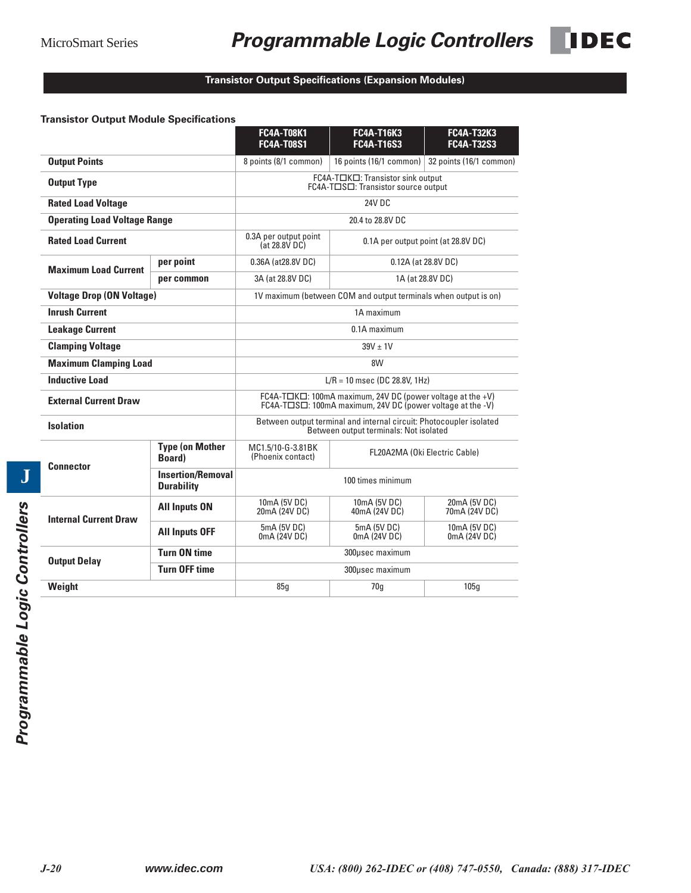## Transistor Output Specifications (Expansion Modules)

### Transistor Output Module Specifications

| | | FC4A-T08K1<br>FC4A-T08S1 | FC4A-T16K3<br>FC4A-T16S3 | FC4A-T32K3<br>FC4A-T32S3 |
|---|---|---|---|---|
| **Output Points** | | 8 points (8/1 common) | 16 points (16/1 common) | 32 points (16/1 common) |
| **Output Type** | | FC4A-T☐K☐: Transistor sink output<br>FC4A-T☐S☐: Transistor source output | | |
| **Rated Load Voltage** | | 24V DC | | |
| **Operating Load Voltage Range** | | 20.4 to 28.8V DC | | |
| **Rated Load Current** | | 0.3A per output point (at 28.8V DC) | 0.1A per output point (at 28.8V DC) | |
| **Maximum Load Current** | **per point** | 0.36A (at28.8V DC) | 0.12A (at 28.8V DC) | |
| | **per common** | 3A (at 28.8V DC) | 1A (at 28.8V DC) | |
| **Voltage Drop (ON Voltage)** | | 1V maximum (between COM and output terminals when output is on) | | |
| **Inrush Current** | | 1A maximum | | |
| **Leakage Current** | | 0.1A maximum | | |
| **Clamping Voltage** | | 39V ± 1V | | |
| **Maximum Clamping Load** | | 8W | | |
| **Inductive Load** | | L/R = 10 msec (DC 28.8V, 1Hz) | | |
| **External Current Draw** | | FC4A-T☐K☐: 100mA maximum, 24V DC (power voltage at the +V)<br>FC4A-T☐S☐: 100mA maximum, 24V DC (power voltage at the -V) | | |
| **Isolation** | | Between output terminal and internal circuit: Photocoupler isolated<br>Between output terminals: Not isolated | | |
| **Connector** | **Type (on Mother Board)** | MC1.5/10-G-3.81BK (Phoenix contact) | FL20A2MA (Oki Electric Cable) | |
| | **Insertion/Removal Durability** | 100 times minimum | | |
| **Internal Current Draw** | **All Inputs ON** | 10mA (5V DC)<br>20mA (24V DC) | 10mA (5V DC)<br>40mA (24V DC) | 20mA (5V DC)<br>70mA (24V DC) |
| | **All Inputs OFF** | 5mA (5V DC)<br>0mA (24V DC) | 5mA (5V DC)<br>0mA (24V DC) | 10mA (5V DC)<br>0mA (24V DC) |
| **Output Delay** | **Turn ON time** | 300μsec maximum | | |
| | **Turn OFF time** | 300μsec maximum | | |
| **Weight** | | 85g | 70g | 105g |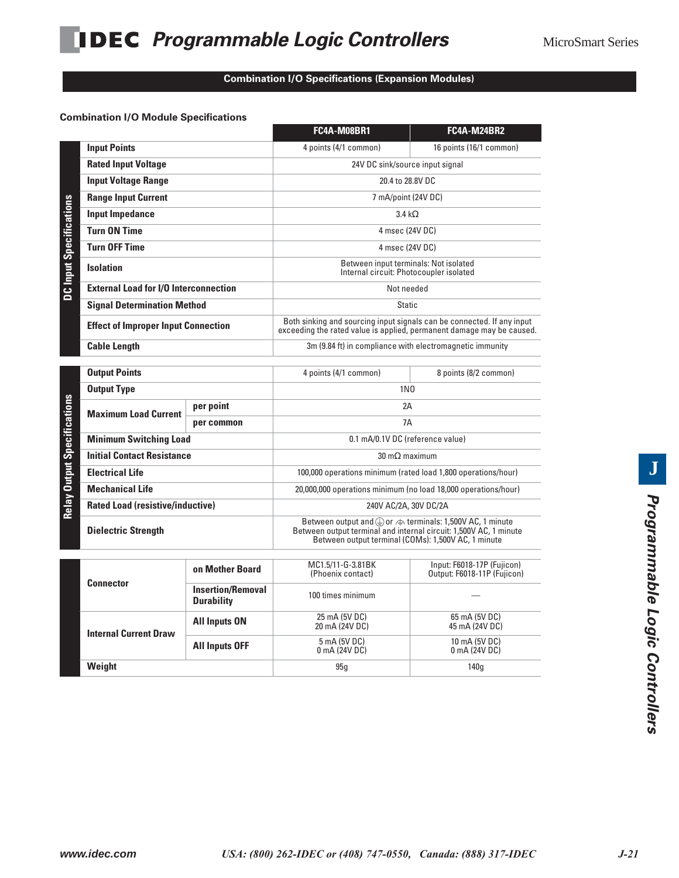## Combination I/O Specifications (Expansion Modules)

### Combination I/O Module Specifications

| | | | FC4A-M08BR1 | FC4A-M24BR2 |
|---|---|---|---|---|
| DC Input Specifications | Input Points | | 4 points (4/1 common) | 16 points (16/1 common) |
| | Rated Input Voltage | | 24V DC sink/source input signal | |
| | Input Voltage Range | | 20.4 to 28.8V DC | |
| | Range Input Current | | 7 mA/point (24V DC) | |
| | Input Impedance | | 3.4 kΩ | |
| | Turn ON Time | | 4 msec (24V DC) | |
| | Turn OFF Time | | 4 msec (24V DC) | |
| | Isolation | | Between input terminals: Not isolated<br>Internal circuit: Photocoupler isolated | |
| | External Load for I/O Interconnection | | Not needed | |
| | Signal Determination Method | | Static | |
| | Effect of Improper Input Connection | | Both sinking and sourcing input signals can be connected. If any input exceeding the rated value is applied, permanent damage may be caused. | |
| | Cable Length | | 3m (9.84 ft) in compliance with electromagnetic immunity | |
| Relay Output Specifications | Output Points | | 4 points (4/1 common) | 8 points (8/2 common) |
| | Output Type | | 1NO | |
| | Maximum Load Current | per point | 2A | |
| | | per common | 7A | |
| | Minimum Switching Load | | 0.1 mA/0.1V DC (reference value) | |
| | Initial Contact Resistance | | 30 mΩ maximum | |
| | Electrical Life | | 100,000 operations minimum (rated load 1,800 operations/hour) | |
| | Mechanical Life | | 20,000,000 operations minimum (no load 18,000 operations/hour) | |
| | Rated Load (resistive/inductive) | | 240V AC/2A, 30V DC/2A | |
| | Dielectric Strength | | Between output and ⏚ or ⏚ terminals: 1,500V AC, 1 minute<br>Between output terminal and internal circuit: 1,500V AC, 1 minute<br>Between output terminal (COMs): 1,500V AC, 1 minute | |
| | Connector | on Mother Board | MC1.5/11-G-3.81BK (Phoenix contact) | Input: F6018-17P (Fujicon)<br>Output: F6018-11P (Fujicon) |
| | | Insertion/Removal Durability | 100 times minimum | — |
| | Internal Current Draw | All Inputs ON | 25 mA (5V DC)<br>20 mA (24V DC) | 65 mA (5V DC)<br>45 mA (24V DC) |
| | | All Inputs OFF | 5 mA (5V DC)<br>0 mA (24V DC) | 10 mA (5V DC)<br>0 mA (24V DC) |
| | Weight | | 95g | 140g |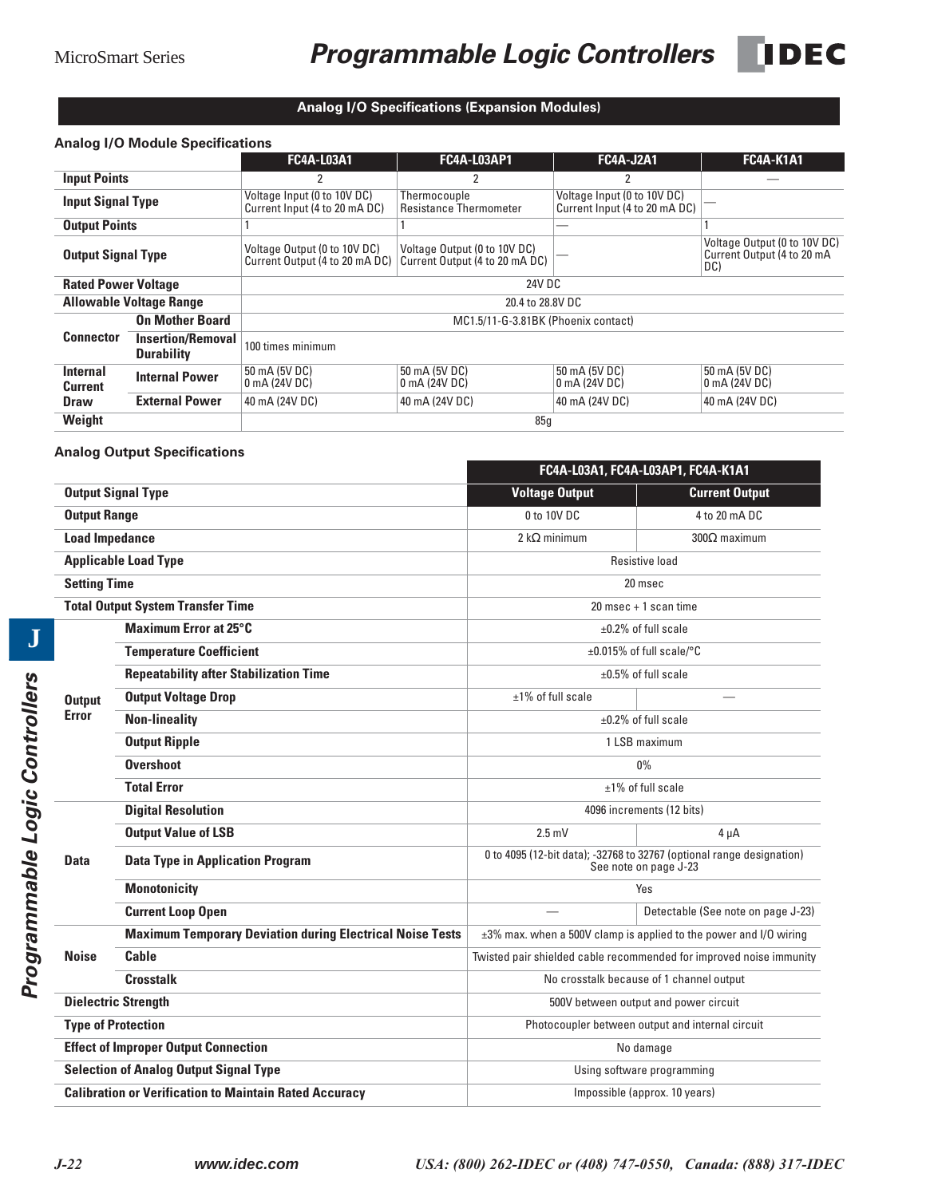## Analog I/O Specifications (Expansion Modules)

### Analog I/O Module Specifications

| | | FC4A-L03A1 | FC4A-L03AP1 | FC4A-J2A1 | FC4A-K1A1 |
|---|---|---|---|---|---|
| **Input Points** | | 2 | 2 | 2 | — |
| **Input Signal Type** | | Voltage Input (0 to 10V DC) Current Input (4 to 20 mA DC) | Thermocouple Resistance Thermometer | Voltage Input (0 to 10V DC) Current Input (4 to 20 mA DC) | — |
| **Output Points** | | 1 | 1 | — | 1 |
| **Output Signal Type** | | Voltage Output (0 to 10V DC) Current Output (4 to 20 mA DC) | Voltage Output (0 to 10V DC) Current Output (4 to 20 mA DC) | — | Voltage Output (0 to 10V DC) Current Output (4 to 20 mA DC) |
| **Rated Power Voltage** | | 24V DC | | | |
| **Allowable Voltage Range** | | 20.4 to 28.8V DC | | | |
| **Connector** | **On Mother Board** | MC1.5/11-G-3.81BK (Phoenix contact) | | | |
| | **Insertion/Removal Durability** | 100 times minimum | | | |
| **Internal Current Draw** | **Internal Power** | 50 mA (5V DC) 0 mA (24V DC) | 50 mA (5V DC) 0 mA (24V DC) | 50 mA (5V DC) 0 mA (24V DC) | 50 mA (5V DC) 0 mA (24V DC) |
| | **External Power** | 40 mA (24V DC) | 40 mA (24V DC) | 40 mA (24V DC) | 40 mA (24V DC) |
| **Weight** | | 85g | | | |

### Analog Output Specifications

| | | FC4A-L03A1, FC4A-L03AP1, FC4A-K1A1 | |
|---|---|---|---|
| **Output Signal Type** | | **Voltage Output** | **Current Output** |
| **Output Range** | | 0 to 10V DC | 4 to 20 mA DC |
| **Load Impedance** | | 2 kΩ minimum | 300Ω maximum |
| **Applicable Load Type** | | Resistive load | |
| **Setting Time** | | 20 msec | |
| **Total Output System Transfer Time** | | 20 msec + 1 scan time | |
| **Output Error** | **Maximum Error at 25°C** | ±0.2% of full scale | |
| | **Temperature Coefficient** | ±0.015% of full scale/°C | |
| | **Repeatability after Stabilization Time** | ±0.5% of full scale | |
| | **Output Voltage Drop** | ±1% of full scale | — |
| | **Non-lineality** | ±0.2% of full scale | |
| | **Output Ripple** | 1 LSB maximum | |
| | **Overshoot** | 0% | |
| | **Total Error** | ±1% of full scale | |
| **Data** | **Digital Resolution** | 4096 increments (12 bits) | |
| | **Output Value of LSB** | 2.5 mV | 4 µA |
| | **Data Type in Application Program** | 0 to 4095 (12-bit data); -32768 to 32767 (optional range designation) See note on page J-23 | |
| | **Monotonicity** | Yes | |
| | **Current Loop Open** | — | Detectable (See note on page J-23) |
| **Noise** | **Maximum Temporary Deviation during Electrical Noise Tests** | ±3% max. when a 500V clamp is applied to the power and I/O wiring | |
| | **Cable** | Twisted pair shielded cable recommended for improved noise immunity | |
| | **Crosstalk** | No crosstalk because of 1 channel output | |
| **Dielectric Strength** | | 500V between output and power circuit | |
| **Type of Protection** | | Photocoupler between output and internal circuit | |
| **Effect of Improper Output Connection** | | No damage | |
| **Selection of Analog Output Signal Type** | | Using software programming | |
| **Calibration or Verification to Maintain Rated Accuracy** | | Impossible (approx. 10 years) | |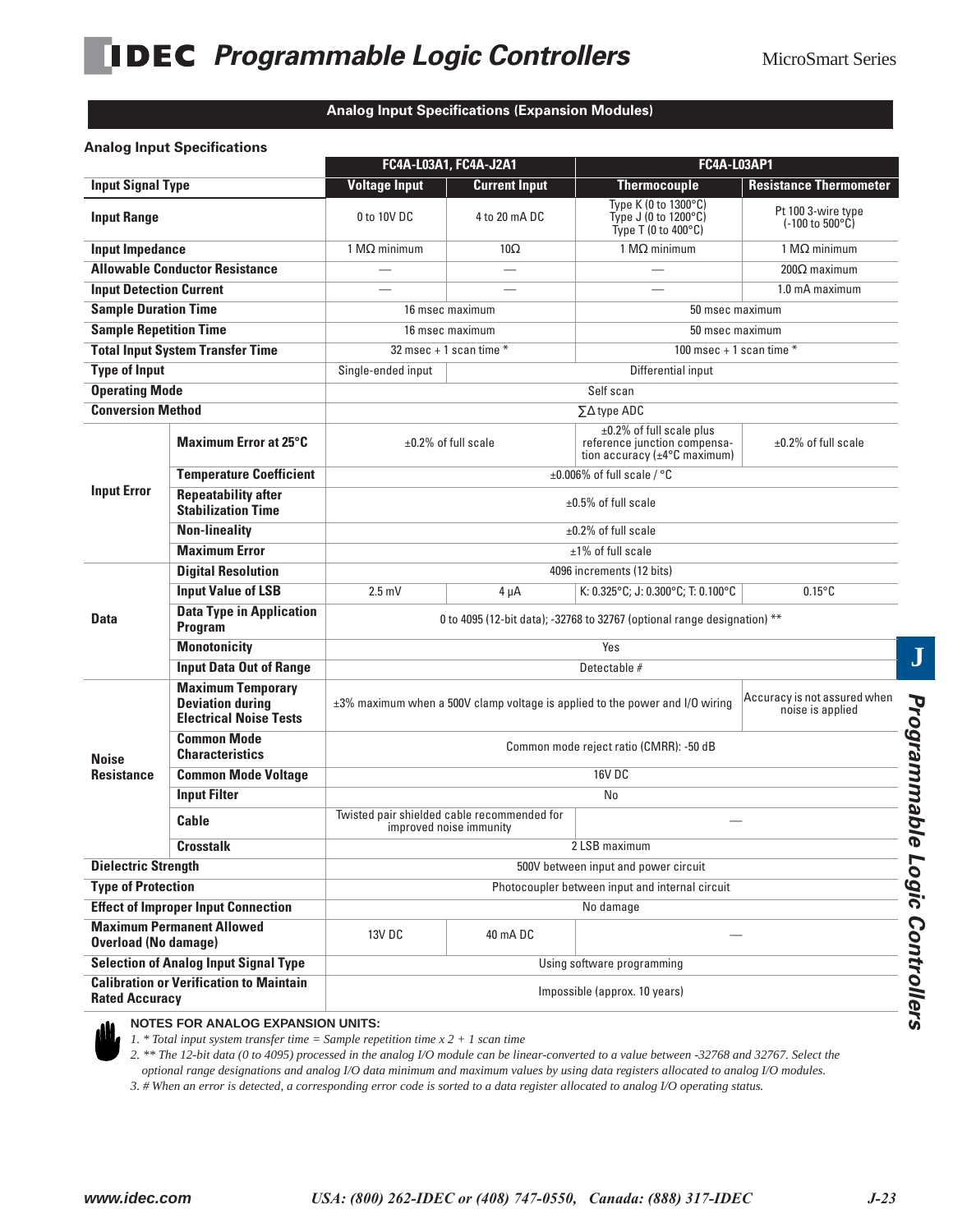## Analog Input Specifications (Expansion Modules)

### Analog Input Specifications

| | | FC4A-L03A1, FC4A-J2A1 | | FC4A-L03AP1 | |
|---|---|---|---|---|---|
| **Input Signal Type** | | **Voltage Input** | **Current Input** | **Thermocouple** | **Resistance Thermometer** |
| **Input Range** | | 0 to 10V DC | 4 to 20 mA DC | Type K (0 to 1300°C) Type J (0 to 1200°C) Type T (0 to 400°C) | Pt 100 3-wire type (-100 to 500°C) |
| **Input Impedance** | | 1 MΩ minimum | 10Ω | 1 MΩ minimum | 1 MΩ minimum |
| **Allowable Conductor Resistance** | | — | — | — | 200Ω maximum |
| **Input Detection Current** | | — | — | — | 1.0 mA maximum |
| **Sample Duration Time** | | 16 msec maximum | | 50 msec maximum | |
| **Sample Repetition Time** | | 16 msec maximum | | 50 msec maximum | |
| **Total Input System Transfer Time** | | 32 msec + 1 scan time * | | 100 msec + 1 scan time * | |
| **Type of Input** | | Single-ended input | Differential input | | |
| **Operating Mode** | | Self scan | | | |
| **Conversion Method** | | ∑Δ type ADC | | | |
| **Input Error** | **Maximum Error at 25°C** | ±0.2% of full scale | | ±0.2% of full scale plus reference junction compensation accuracy (±4°C maximum) | ±0.2% of full scale |
| | **Temperature Coefficient** | ±0.006% of full scale / °C | | | |
| | **Repeatability after Stabilization Time** | ±0.5% of full scale | | | |
| | **Non-lineality** | ±0.2% of full scale | | | |
| | **Maximum Error** | ±1% of full scale | | | |
| **Data** | **Digital Resolution** | 4096 increments (12 bits) | | | |
| | **Input Value of LSB** | 2.5 mV | 4 µA | K: 0.325°C; J: 0.300°C; T: 0.100°C | 0.15°C |
| | **Data Type in Application Program** | 0 to 4095 (12-bit data); -32768 to 32767 (optional range designation) ** | | | |
| | **Monotonicity** | Yes | | | |
| | **Input Data Out of Range** | Detectable # | | | |
| **Noise Resistance** | **Maximum Temporary Deviation during Electrical Noise Tests** | ±3% maximum when a 500V clamp voltage is applied to the power and I/O wiring | | | Accuracy is not assured when noise is applied |
| | **Common Mode Characteristics** | Common mode reject ratio (CMRR): -50 dB | | | |
| | **Common Mode Voltage** | 16V DC | | | |
| | **Input Filter** | No | | | |
| | **Cable** | Twisted pair shielded cable recommended for improved noise immunity | | — | |
| | **Crosstalk** | 2 LSB maximum | | | |
| **Dielectric Strength** | | 500V between input and power circuit | | | |
| **Type of Protection** | | Photocoupler between input and internal circuit | | | |
| **Effect of Improper Input Connection** | | No damage | | | |
| **Maximum Permanent Allowed Overload (No damage)** | | 13V DC | 40 mA DC | — | |
| **Selection of Analog Input Signal Type** | | Using software programming | | | |
| **Calibration or Verification to Maintain Rated Accuracy** | | Impossible (approx. 10 years) | | | |

**NOTES FOR ANALOG EXPANSION UNITS:**

1. *\* Total input system transfer time = Sample repetition time x 2 + 1 scan time*
2. *\*\* The 12-bit data (0 to 4095) processed in the analog I/O module can be linear-converted to a value between -32768 and 32767. Select the optional range designations and analog I/O data minimum and maximum values by using data registers allocated to analog I/O modules.*
3. *# When an error is detected, a corresponding error code is sorted to a data register allocated to analog I/O operating status.*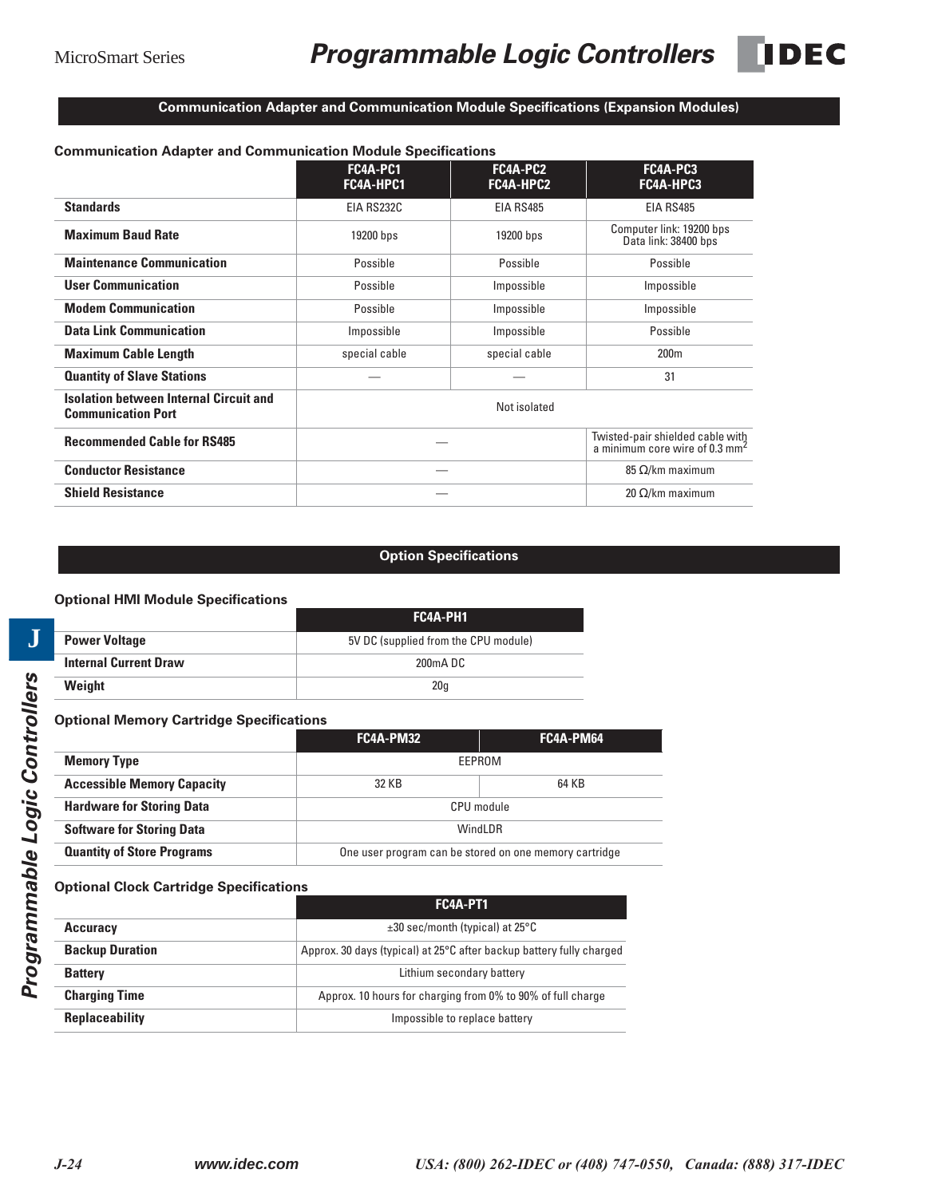## Communication Adapter and Communication Module Specifications (Expansion Modules)

### Communication Adapter and Communication Module Specifications

| | FC4A-PC1 FC4A-HPC1 | FC4A-PC2 FC4A-HPC2 | FC4A-PC3 FC4A-HPC3 |
|---|---|---|---|
| **Standards** | EIA RS232C | EIA RS485 | EIA RS485 |
| **Maximum Baud Rate** | 19200 bps | 19200 bps | Computer link: 19200 bps Data link: 38400 bps |
| **Maintenance Communication** | Possible | Possible | Possible |
| **User Communication** | Possible | Impossible | Impossible |
| **Modem Communication** | Possible | Impossible | Impossible |
| **Data Link Communication** | Impossible | Impossible | Possible |
| **Maximum Cable Length** | special cable | special cable | 200m |
| **Quantity of Slave Stations** | — | — | 31 |
| **Isolation between Internal Circuit and Communication Port** | Not isolated | | |
| **Recommended Cable for RS485** | — | | Twisted-pair shielded cable with a minimum core wire of 0.3 mm$^2$ |
| **Conductor Resistance** | — | | 85 Ω/km maximum |
| **Shield Resistance** | — | | 20 Ω/km maximum |

## Option Specifications

### Optional HMI Module Specifications

| | FC4A-PH1 |
|---|---|
| **Power Voltage** | 5V DC (supplied from the CPU module) |
| **Internal Current Draw** | 200mA DC |
| **Weight** | 20g |

### Optional Memory Cartridge Specifications

| | FC4A-PM32 | FC4A-PM64 |
|---|---|---|
| **Memory Type** | EEPROM | |
| **Accessible Memory Capacity** | 32 KB | 64 KB |
| **Hardware for Storing Data** | CPU module | |
| **Software for Storing Data** | WindLDR | |
| **Quantity of Store Programs** | One user program can be stored on one memory cartridge | |

### Optional Clock Cartridge Specifications

| | FC4A-PT1 |
|---|---|
| **Accuracy** | ±30 sec/month (typical) at 25°C |
| **Backup Duration** | Approx. 30 days (typical) at 25°C after backup battery fully charged |
| **Battery** | Lithium secondary battery |
| **Charging Time** | Approx. 10 hours for charging from 0% to 90% of full charge |
| **Replaceability** | Impossible to replace battery |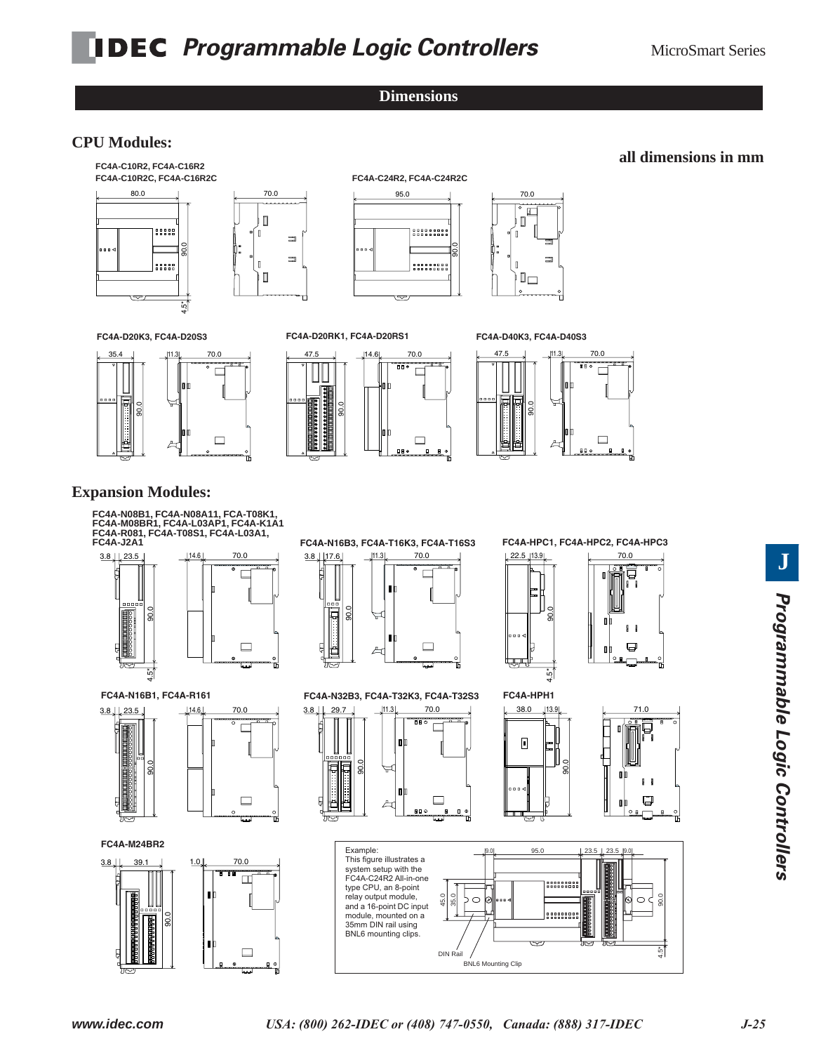## Dimensions

### CPU Modules:

**all dimensions in mm**

**FC4A-C10R2, FC4A-C16R2**
**FC4A-C10R2C, FC4A-C16R2C**

80.0 | 70.0 | 90.0 | 4.5*

**FC4A-C24R2, FC4A-C24R2C**

95.0 | 70.0 | 90.0

**FC4A-D20K3, FC4A-D20S3**

35.4 | 11.3 | 70.0 | 90.0

**FC4A-D20RK1, FC4A-D20RS1**

47.5 | 14.6 | 70.0 | 90.0

**FC4A-D40K3, FC4A-D40S3**

47.5 | 11.3 | 70.0 | 90.0

### Expansion Modules:

**FC4A-N08B1, FC4A-N08A11, FCA-T08K1,**
**FC4A-M08BR1, FC4A-L03AP1, FC4A-K1A1**
**FC4A-R081, FC4A-T08S1, FC4A-L03A1,**
**FC4A-J2A1**

3.8 | 23.5 | 14.6 | 70.0 | 90.0 | 4.5*

**FC4A-N16B3, FC4A-T16K3, FC4A-T16S3**

3.8 | 17.6 | 11.3 | 70.0 | 90.0

**FC4A-HPC1, FC4A-HPC2, FC4A-HPC3**

22.5 | 13.9 | 70.0 | 90.0 | 4.5*

**FC4A-N16B1, FC4A-R161**

3.8 | 23.5 | 14.6 | 70.0 | 90.0

**FC4A-N32B3, FC4A-T32K3, FC4A-T32S3**

3.8 | 29.7 | 11.3 | 70.0 | 90.0

**FC4A-HPH1**

38.0 | 13.9 | 71.0 | 90.0

**FC4A-M24BR2**

3.8 | 39.1 | 1.0 | 70.0 | 90.0

Example:
This figure illustrates a system setup with the FC4A-C24R2 All-in-one type CPU, an 8-point relay output module, and a 16-point DC input module, mounted on a 35mm DIN rail using BNL6 mounting clips.

9.0 | 95.0 | 23.5 | 23.5 | 9.0 | 45.0 | 35.0 | 90.0 | 4.5*

DIN Rail
BNL6 Mounting Clip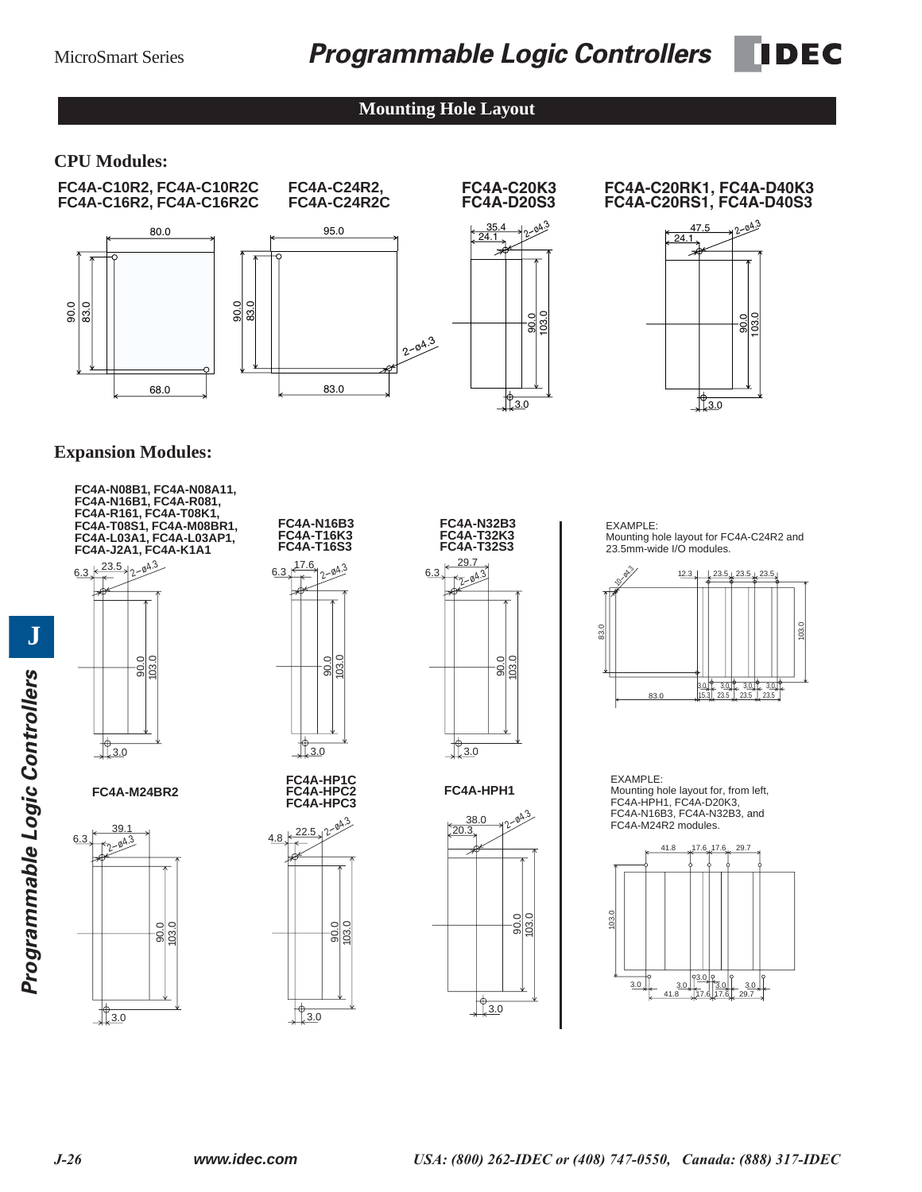## Mounting Hole Layout

### CPU Modules:

**FC4A-C10R2, FC4A-C10R2C**
**FC4A-C16R2, FC4A-C16R2C**

80.0
90.0
83.0
68.0

**FC4A-C24R2,**
**FC4A-C24R2C**

95.0
90.0
83.0
2–ø4.3
83.0

**FC4A-C20K3**
**FC4A-D20S3**

35.4
24.1
2–ø4.3
90.0
103.0
3.0

**FC4A-C20RK1, FC4A-D40K3**
**FC4A-C20RS1, FC4A-D40S3**

47.5
24.1
2–ø4.3
90.0
103.0
3.0

### Expansion Modules:

**FC4A-N08B1, FC4A-N08A11,**
**FC4A-N16B1, FC4A-R081,**
**FC4A-R161, FC4A-T08K1,**
**FC4A-T08S1, FC4A-M08BR1,**
**FC4A-L03A1, FC4A-L03AP1,**
**FC4A-J2A1, FC4A-K1A1**

6.3
23.5
2–ø4.3
90.0
103.0
3.0

**FC4A-N16B3**
**FC4A-T16K3**
**FC4A-T16S3**

6.3
17.6
2–ø4.3
90.0
103.0
3.0

**FC4A-N32B3**
**FC4A-T32K3**
**FC4A-T32S3**

6.3
29.7
2–ø4.3
90.0
103.0
3.0

**FC4A-M24BR2**

6.3
39.1
2–ø4.3
90.0
103.0
3.0

**FC4A-HP1C**
**FC4A-HPC2**
**FC4A-HPC3**

4.8
22.5
2–ø4.3
90.0
103.0
3.0

**FC4A-HPH1**

38.0
20.3
2–ø4.3
90.0
103.0
3.0

EXAMPLE:
Mounting hole layout for FC4A-C24R2 and 23.5mm-wide I/O modules.

10–ø4.3
12.3, 23.5, 23.5, 23.5
83.0
103.0
3.0, 3.0, 3.0, 3.0
83.0, 15.3, 23.5, 23.5, 23.5

EXAMPLE:
Mounting hole layout for, from left, FC4A-HPH1, FC4A-D20K3, FC4A-N16B3, FC4A-N32B3, and FC4A-M24R2 modules.

41.8, 17.6, 17.6, 29.7
103.0
3.0, 3.0, 3.0, 3.0, 3.0
41.8, 17.6, 17.6, 29.7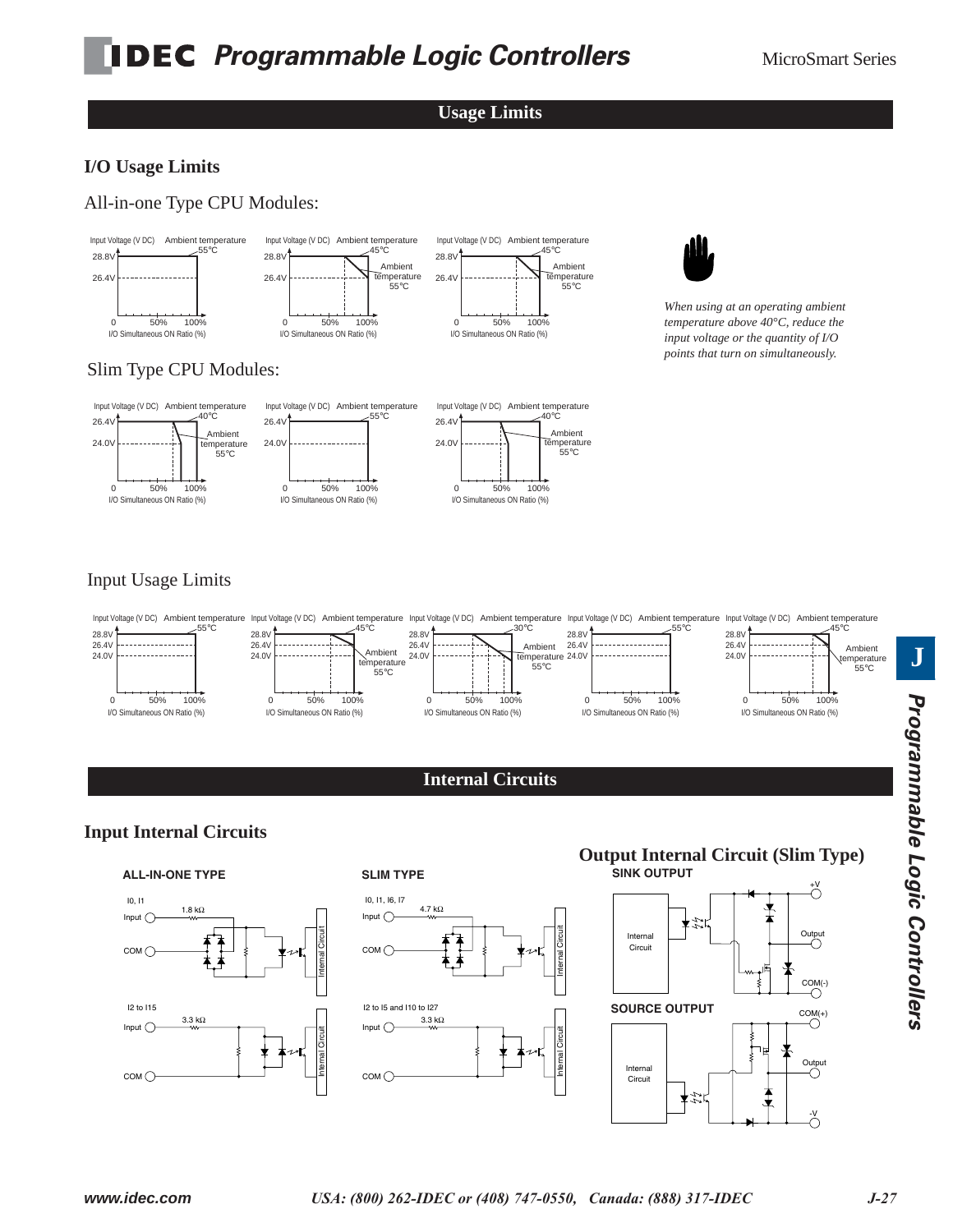## Usage Limits

### I/O Usage Limits

All-in-one Type CPU Modules:

Input Voltage (V DC) Ambient temperature 55°C
28.8V
26.4V
0 50% 100%
I/O Simultaneous ON Ratio (%)

Input Voltage (V DC) Ambient temperature 45°C
28.8V
26.4V
Ambient temperature 55°C
0 50% 100%
I/O Simultaneous ON Ratio (%)

Input Voltage (V DC) Ambient temperature 45°C
28.8V
26.4V
Ambient temperature 55°C
0 50% 100%
I/O Simultaneous ON Ratio (%)

*When using at an operating ambient temperature above 40°C, reduce the input voltage or the quantity of I/O points that turn on simultaneously.*

Slim Type CPU Modules:

Input Voltage (V DC) Ambient temperature 40°C
26.4V
24.0V
Ambient temperature 55°C
0 50% 100%
I/O Simultaneous ON Ratio (%)

Input Voltage (V DC) Ambient temperature 55°C
26.4V
24.0V
0 50% 100%
I/O Simultaneous ON Ratio (%)

Input Voltage (V DC) Ambient temperature 40°C
26.4V
24.0V
Ambient temperature 55°C
0 50% 100%
I/O Simultaneous ON Ratio (%)

Input Usage Limits

Input Voltage (V DC) Ambient temperature 55°C
28.8V
26.4V
24.0V
0 50% 100%
I/O Simultaneous ON Ratio (%)

Input Voltage (V DC) Ambient temperature 45°C
28.8V
26.4V
24.0V
Ambient temperature 55°C
0 50% 100%
I/O Simultaneous ON Ratio (%)

Input Voltage (V DC) Ambient temperature 30°C
28.8V
26.4V
24.0V
Ambient temperature 55°C
0 50% 100%
I/O Simultaneous ON Ratio (%)

Input Voltage (V DC) Ambient temperature 55°C
28.8V
26.4V
24.0V
0 50% 100%
I/O Simultaneous ON Ratio (%)

Input Voltage (V DC) Ambient temperature 45°C
28.8V
26.4V
24.0V
Ambient temperature 55°C
0 50% 100%
I/O Simultaneous ON Ratio (%)

## Internal Circuits

### Input Internal Circuits

**ALL-IN-ONE TYPE**

I0, I1
Input 1.8 kΩ
COM
Internal Circuit

I2 to I15
Input 3.3 kΩ
COM
Internal Circuit

**SLIM TYPE**

I0, I1, I6, I7
Input 4.7 kΩ
COM
Internal Circuit

I2 to I5 and I10 to I27
Input 3.3 kΩ
COM
Internal Circuit

### Output Internal Circuit (Slim Type)

**SINK OUTPUT**

Internal Circuit
+V
Output
COM(-)

**SOURCE OUTPUT**

Internal Circuit
COM(+)
Output
-V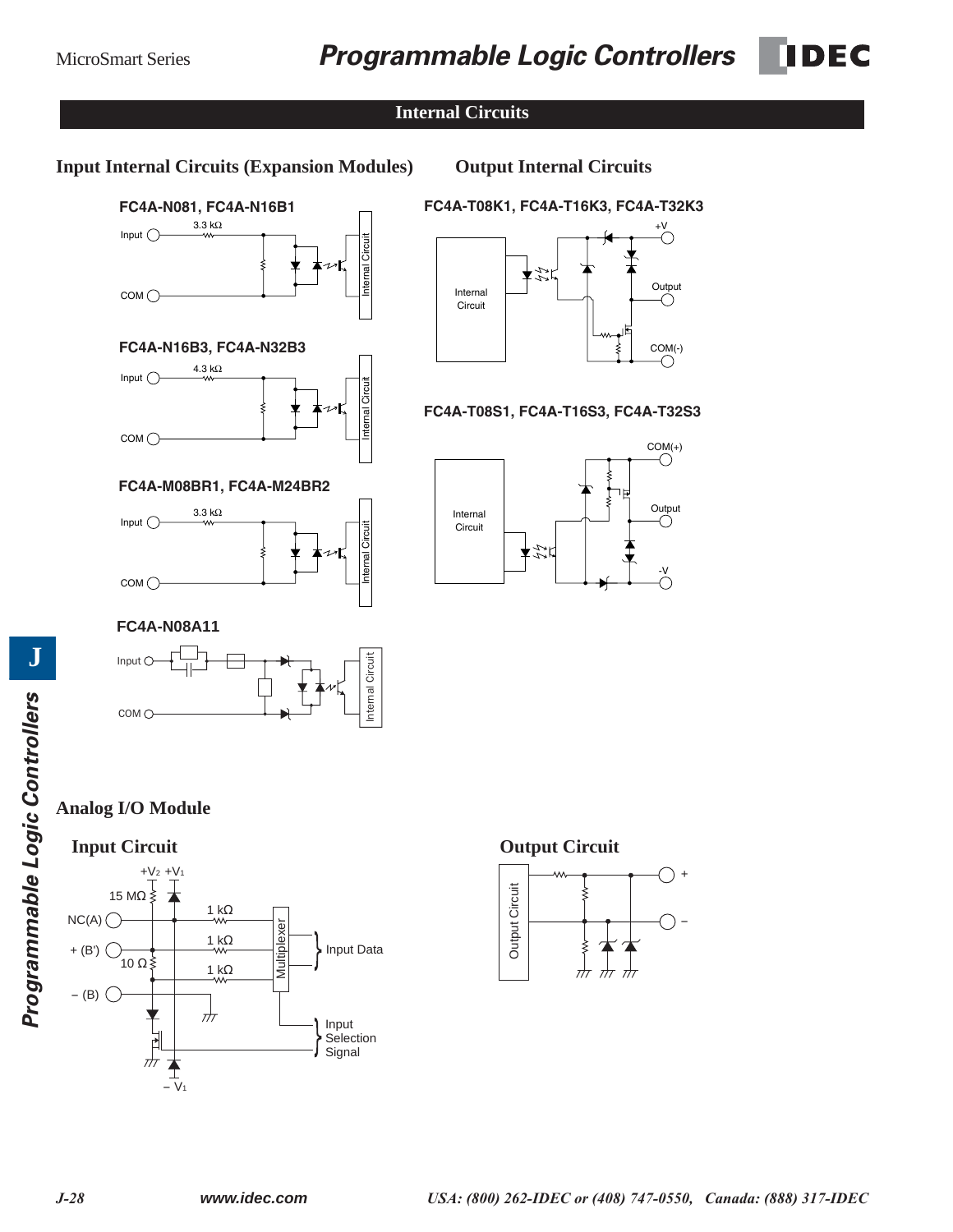## Internal Circuits

### Input Internal Circuits (Expansion Modules)

**FC4A-N081, FC4A-N16B1**

Input
3.3 kΩ
COM
Internal Circuit

**FC4A-N16B3, FC4A-N32B3**

Input
4.3 kΩ
COM
Internal Circuit

**FC4A-M08BR1, FC4A-M24BR2**

Input
3.3 kΩ
COM
Internal Circuit

**FC4A-N08A11**

Input
COM
Internal Circuit

### Output Internal Circuits

**FC4A-T08K1, FC4A-T16K3, FC4A-T32K3**

Internal Circuit
+V
Output
COM(-)

**FC4A-T08S1, FC4A-T16S3, FC4A-T32S3**

Internal Circuit
COM(+)
Output
-V

### Analog I/O Module

#### Input Circuit

+V2 +V1
15 MΩ
NC(A)
+ (B')
10 Ω
− (B)
1 kΩ
1 kΩ
1 kΩ
Multiplexer
Input Data
Input Selection Signal
− V1

#### Output Circuit

Output Circuit
+
−